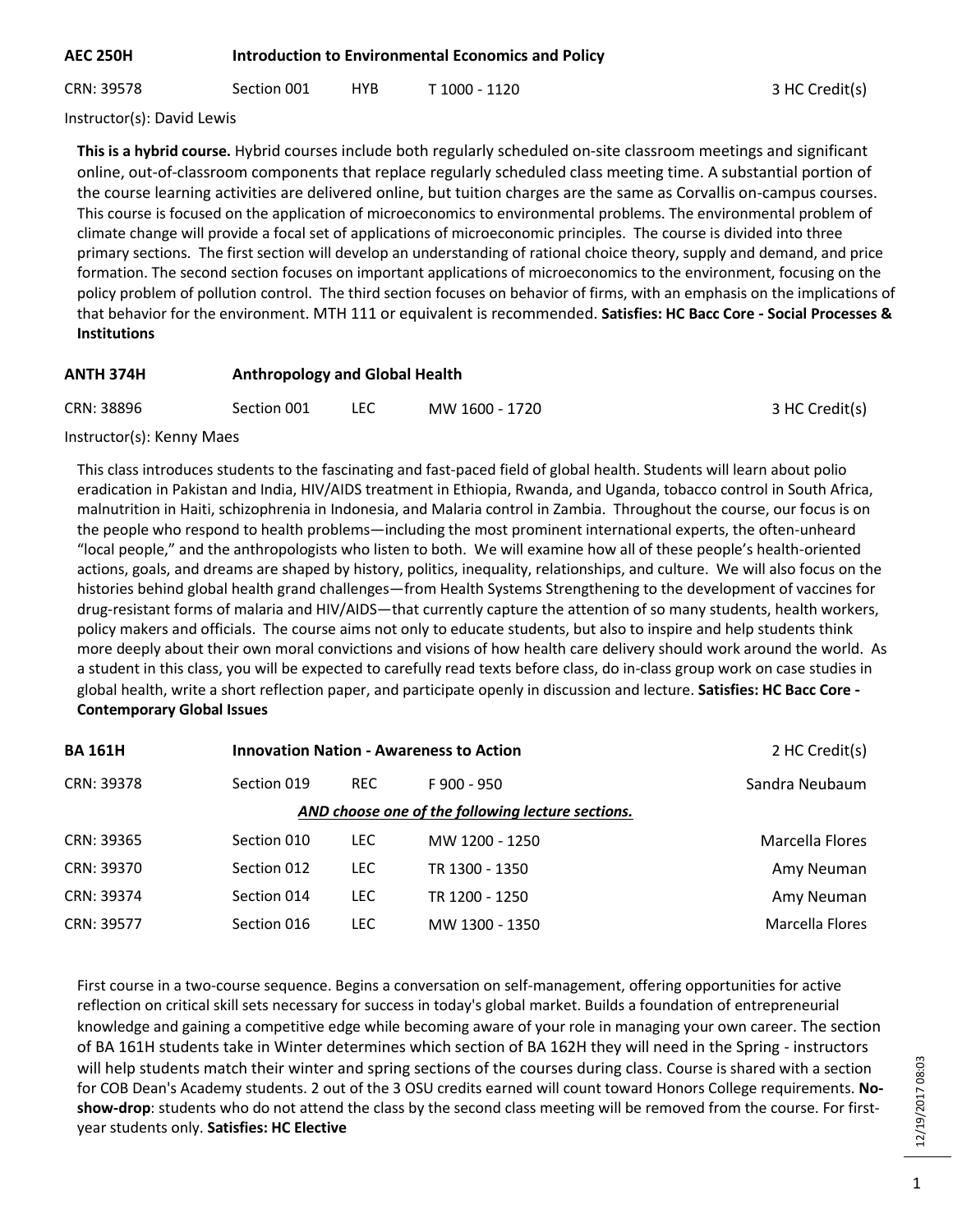**AEC 250H** **Introduction to Environmental Economics and Policy**

| CRN: 39578 | Section 001 | HYB | T 1000 - 1120 | 3 HC Credit(s) |
|---|---|---|---|---|

Instructor(s): David Lewis

**This is a hybrid course.** Hybrid courses include both regularly scheduled on-site classroom meetings and significant online, out-of-classroom components that replace regularly scheduled class meeting time. A substantial portion of the course learning activities are delivered online, but tuition charges are the same as Corvallis on-campus courses. This course is focused on the application of microeconomics to environmental problems. The environmental problem of climate change will provide a focal set of applications of microeconomic principles. The course is divided into three primary sections. The first section will develop an understanding of rational choice theory, supply and demand, and price formation. The second section focuses on important applications of microeconomics to the environment, focusing on the policy problem of pollution control. The third section focuses on behavior of firms, with an emphasis on the implications of that behavior for the environment. MTH 111 or equivalent is recommended. **Satisfies: HC Bacc Core - Social Processes & Institutions**

**ANTH 374H** **Anthropology and Global Health**

| CRN: 38896 | Section 001 | LEC | MW 1600 - 1720 | 3 HC Credit(s) |
|---|---|---|---|---|

Instructor(s): Kenny Maes

This class introduces students to the fascinating and fast-paced field of global health. Students will learn about polio eradication in Pakistan and India, HIV/AIDS treatment in Ethiopia, Rwanda, and Uganda, tobacco control in South Africa, malnutrition in Haiti, schizophrenia in Indonesia, and Malaria control in Zambia. Throughout the course, our focus is on the people who respond to health problems—including the most prominent international experts, the often-unheard "local people," and the anthropologists who listen to both. We will examine how all of these people's health-oriented actions, goals, and dreams are shaped by history, politics, inequality, relationships, and culture. We will also focus on the histories behind global health grand challenges—from Health Systems Strengthening to the development of vaccines for drug-resistant forms of malaria and HIV/AIDS—that currently capture the attention of so many students, health workers, policy makers and officials. The course aims not only to educate students, but also to inspire and help students think more deeply about their own moral convictions and visions of how health care delivery should work around the world. As a student in this class, you will be expected to carefully read texts before class, do in-class group work on case studies in global health, write a short reflection paper, and participate openly in discussion and lecture. **Satisfies: HC Bacc Core - Contemporary Global Issues**

**BA 161H** **Innovation Nation - Awareness to Action** 2 HC Credit(s)

| CRN: 39378 | Section 019 | REC | F 900 - 950 | Sandra Neubaum |
|---|---|---|---|---|
| | | | ***AND choose one of the following lecture sections.*** | |
| CRN: 39365 | Section 010 | LEC | MW 1200 - 1250 | Marcella Flores |
| CRN: 39370 | Section 012 | LEC | TR 1300 - 1350 | Amy Neuman |
| CRN: 39374 | Section 014 | LEC | TR 1200 - 1250 | Amy Neuman |
| CRN: 39577 | Section 016 | LEC | MW 1300 - 1350 | Marcella Flores |

First course in a two-course sequence. Begins a conversation on self-management, offering opportunities for active reflection on critical skill sets necessary for success in today's global market. Builds a foundation of entrepreneurial knowledge and gaining a competitive edge while becoming aware of your role in managing your own career. The section of BA 161H students take in Winter determines which section of BA 162H they will need in the Spring - instructors will help students match their winter and spring sections of the courses during class. Course is shared with a section for COB Dean's Academy students. 2 out of the 3 OSU credits earned will count toward Honors College requirements. **No-show-drop**: students who do not attend the class by the second class meeting will be removed from the course. For first-year students only. **Satisfies: HC Elective**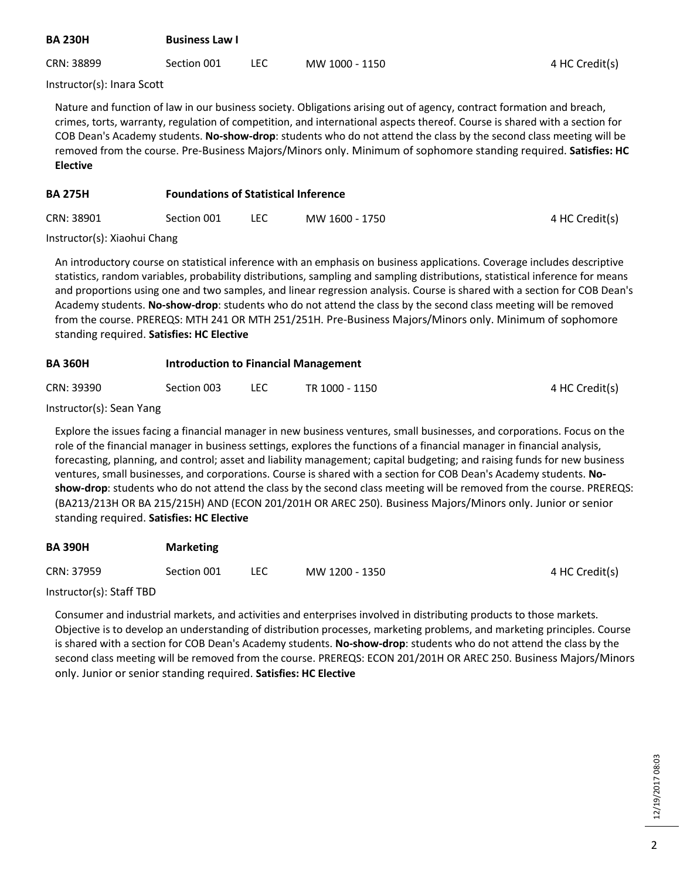**BA 230H** **Business Law I**

CRN: 38899 Section 001 LEC MW 1000 - 1150 4 HC Credit(s)

Instructor(s): Inara Scott

Nature and function of law in our business society. Obligations arising out of agency, contract formation and breach, crimes, torts, warranty, regulation of competition, and international aspects thereof. Course is shared with a section for COB Dean's Academy students. **No-show-drop**: students who do not attend the class by the second class meeting will be removed from the course. Pre-Business Majors/Minors only. Minimum of sophomore standing required. **Satisfies: HC Elective**

**BA 275H** **Foundations of Statistical Inference**

CRN: 38901 Section 001 LEC MW 1600 - 1750 4 HC Credit(s)

Instructor(s): Xiaohui Chang

An introductory course on statistical inference with an emphasis on business applications. Coverage includes descriptive statistics, random variables, probability distributions, sampling and sampling distributions, statistical inference for means and proportions using one and two samples, and linear regression analysis. Course is shared with a section for COB Dean's Academy students. **No-show-drop**: students who do not attend the class by the second class meeting will be removed from the course. PREREQS: MTH 241 OR MTH 251/251H. Pre-Business Majors/Minors only. Minimum of sophomore standing required. **Satisfies: HC Elective**

**BA 360H** **Introduction to Financial Management**

CRN: 39390 Section 003 LEC TR 1000 - 1150 4 HC Credit(s)

Instructor(s): Sean Yang

Explore the issues facing a financial manager in new business ventures, small businesses, and corporations. Focus on the role of the financial manager in business settings, explores the functions of a financial manager in financial analysis, forecasting, planning, and control; asset and liability management; capital budgeting; and raising funds for new business ventures, small businesses, and corporations. Course is shared with a section for COB Dean's Academy students. **No-show-drop**: students who do not attend the class by the second class meeting will be removed from the course. PREREQS: (BA213/213H OR BA 215/215H) AND (ECON 201/201H OR AREC 250). Business Majors/Minors only. Junior or senior standing required. **Satisfies: HC Elective**

**BA 390H** **Marketing**

CRN: 37959 Section 001 LEC MW 1200 - 1350 4 HC Credit(s)

Instructor(s): Staff TBD

Consumer and industrial markets, and activities and enterprises involved in distributing products to those markets. Objective is to develop an understanding of distribution processes, marketing problems, and marketing principles. Course is shared with a section for COB Dean's Academy students. **No-show-drop**: students who do not attend the class by the second class meeting will be removed from the course. PREREQS: ECON 201/201H OR AREC 250. Business Majors/Minors only. Junior or senior standing required. **Satisfies: HC Elective**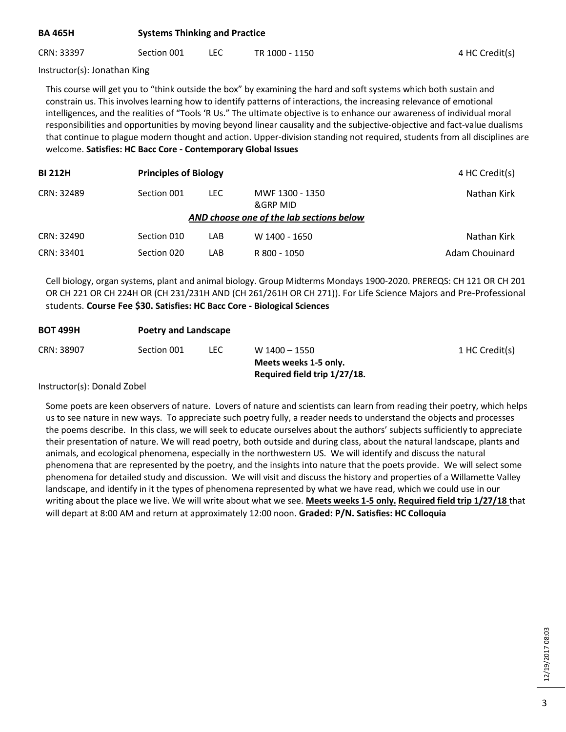### BA 465H — Systems Thinking and Practice

| CRN | Section | Type | Time | Credits |
|---|---|---|---|---|
| CRN: 33397 | Section 001 | LEC | TR 1000 - 1150 | 4 HC Credit(s) |

Instructor(s): Jonathan King

This course will get you to "think outside the box" by examining the hard and soft systems which both sustain and constrain us. This involves learning how to identify patterns of interactions, the increasing relevance of emotional intelligences, and the realities of "Tools 'R Us." The ultimate objective is to enhance our awareness of individual moral responsibilities and opportunities by moving beyond linear causality and the subjective-objective and fact-value dualisms that continue to plague modern thought and action. Upper-division standing not required, students from all disciplines are welcome. **Satisfies: HC Bacc Core - Contemporary Global Issues**

### BI 212H — Principles of Biology — 4 HC Credit(s)

| CRN | Section | Type | Time | Instructor |
|---|---|---|---|---|
| CRN: 32489 | Section 001 | LEC | MWF 1300 - 1350 &GRP MID | Nathan Kirk |
| | | | ***AND choose one of the lab sections below*** | |
| CRN: 32490 | Section 010 | LAB | W 1400 - 1650 | Nathan Kirk |
| CRN: 33401 | Section 020 | LAB | R 800 - 1050 | Adam Chouinard |

Cell biology, organ systems, plant and animal biology. Group Midterms Mondays 1900-2020. PREREQS: CH 121 OR CH 201 OR CH 221 OR CH 224H OR (CH 231/231H AND (CH 261/261H OR CH 271)). For Life Science Majors and Pre-Professional students. **Course Fee $30. Satisfies: HC Bacc Core - Biological Sciences**

### BOT 499H — Poetry and Landscape

| CRN | Section | Type | Time | Credits |
|---|---|---|---|---|
| CRN: 38907 | Section 001 | LEC | W 1400 – 1550 **Meets weeks 1-5 only. Required field trip 1/27/18.** | 1 HC Credit(s) |

Instructor(s): Donald Zobel

Some poets are keen observers of nature. Lovers of nature and scientists can learn from reading their poetry, which helps us to see nature in new ways. To appreciate such poetry fully, a reader needs to understand the objects and processes the poems describe. In this class, we will seek to educate ourselves about the authors' subjects sufficiently to appreciate their presentation of nature. We will read poetry, both outside and during class, about the natural landscape, plants and animals, and ecological phenomena, especially in the northwestern US. We will identify and discuss the natural phenomena that are represented by the poetry, and the insights into nature that the poets provide. We will select some phenomena for detailed study and discussion. We will visit and discuss the history and properties of a Willamette Valley landscape, and identify in it the types of phenomena represented by what we have read, which we could use in our writing about the place we live. We will write about what we see. **Meets weeks 1-5 only. Required field trip 1/27/18** that will depart at 8:00 AM and return at approximately 12:00 noon. **Graded: P/N. Satisfies: HC Colloquia**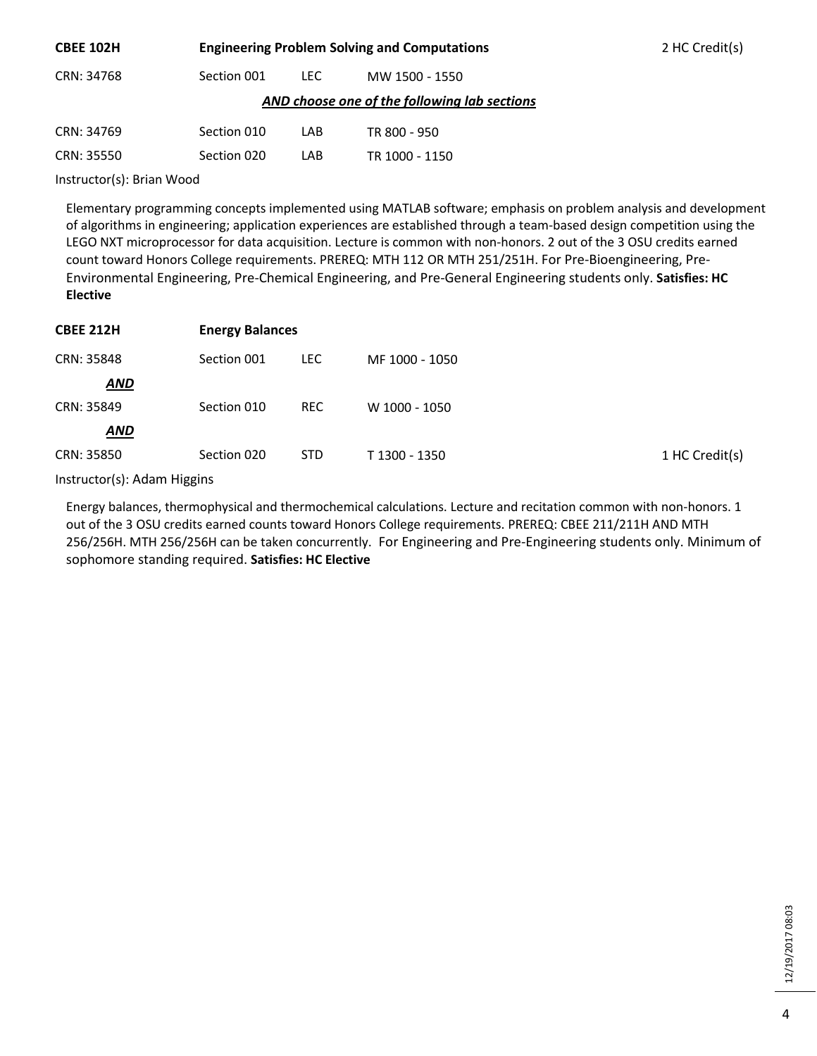**CBEE 102H** **Engineering Problem Solving and Computations** 2 HC Credit(s)

| | | | |
|---|---|---|---|
| CRN: 34768 | Section 001 | LEC | MW 1500 - 1550 |

***AND choose one of the following lab sections***

| | | | |
|---|---|---|---|
| CRN: 34769 | Section 010 | LAB | TR 800 - 950 |
| CRN: 35550 | Section 020 | LAB | TR 1000 - 1150 |

Instructor(s): Brian Wood

Elementary programming concepts implemented using MATLAB software; emphasis on problem analysis and development of algorithms in engineering; application experiences are established through a team-based design competition using the LEGO NXT microprocessor for data acquisition. Lecture is common with non-honors. 2 out of the 3 OSU credits earned count toward Honors College requirements. PREREQ: MTH 112 OR MTH 251/251H. For Pre-Bioengineering, Pre-Environmental Engineering, Pre-Chemical Engineering, and Pre-General Engineering students only. **Satisfies: HC Elective**

**CBEE 212H** **Energy Balances**

| | | | | |
|---|---|---|---|---|
| CRN: 35848 | Section 001 | LEC | MF 1000 - 1050 | |
| ***AND*** | | | | |
| CRN: 35849 | Section 010 | REC | W 1000 - 1050 | |
| ***AND*** | | | | |
| CRN: 35850 | Section 020 | STD | T 1300 - 1350 | 1 HC Credit(s) |

Instructor(s): Adam Higgins

Energy balances, thermophysical and thermochemical calculations. Lecture and recitation common with non-honors. 1 out of the 3 OSU credits earned counts toward Honors College requirements. PREREQ: CBEE 211/211H AND MTH 256/256H. MTH 256/256H can be taken concurrently. For Engineering and Pre-Engineering students only. Minimum of sophomore standing required. **Satisfies: HC Elective**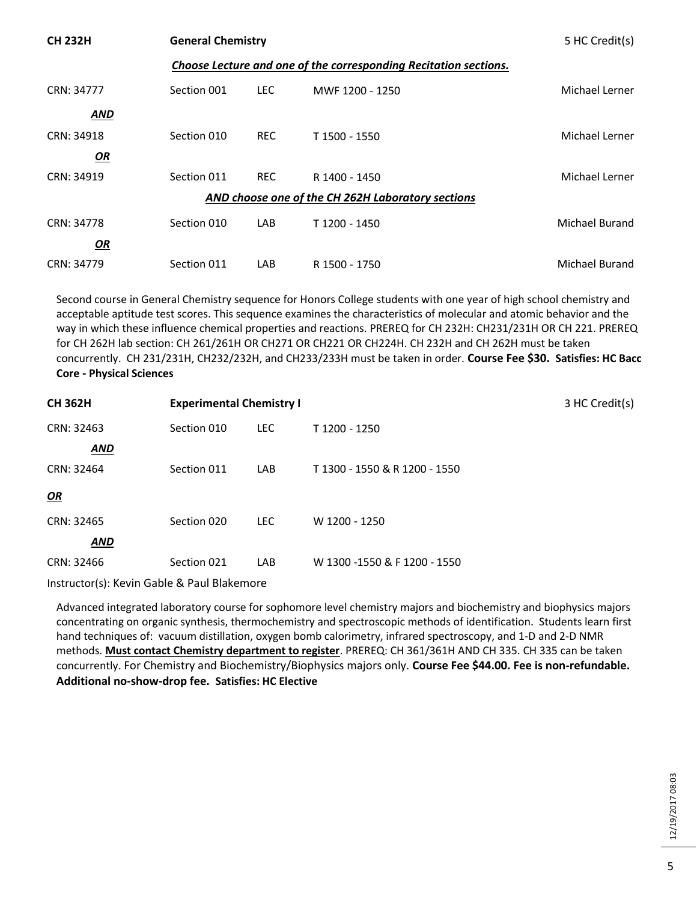| **CH 232H** | **General Chemistry** | | | 5 HC Credit(s) |
|---|---|---|---|---|
| | | | ***Choose Lecture and one of the corresponding Recitation sections.*** | |
| CRN: 34777 | Section 001 | LEC | MWF 1200 - 1250 | Michael Lerner |
| ***AND*** | | | | |
| CRN: 34918 | Section 010 | REC | T 1500 - 1550 | Michael Lerner |
| ***OR*** | | | | |
| CRN: 34919 | Section 011 | REC | R 1400 - 1450 | Michael Lerner |
| | | | ***AND choose one of the CH 262H Laboratory sections*** | |
| CRN: 34778 | Section 010 | LAB | T 1200 - 1450 | Michael Burand |
| ***OR*** | | | | |
| CRN: 34779 | Section 011 | LAB | R 1500 - 1750 | Michael Burand |

Second course in General Chemistry sequence for Honors College students with one year of high school chemistry and acceptable aptitude test scores. This sequence examines the characteristics of molecular and atomic behavior and the way in which these influence chemical properties and reactions. PREREQ for CH 232H: CH231/231H OR CH 221. PREREQ for CH 262H lab section: CH 261/261H OR CH271 OR CH221 OR CH224H. CH 232H and CH 262H must be taken concurrently. CH 231/231H, CH232/232H, and CH233/233H must be taken in order. **Course Fee $30. Satisfies: HC Bacc Core - Physical Sciences**

| **CH 362H** | **Experimental Chemistry I** | | | 3 HC Credit(s) |
|---|---|---|---|---|
| CRN: 32463 | Section 010 | LEC | T 1200 - 1250 | |
| ***AND*** | | | | |
| CRN: 32464 | Section 011 | LAB | T 1300 - 1550 & R 1200 - 1550 | |
| ***OR*** | | | | |
| CRN: 32465 | Section 020 | LEC | W 1200 - 1250 | |
| ***AND*** | | | | |
| CRN: 32466 | Section 021 | LAB | W 1300 -1550 & F 1200 - 1550 | |

Instructor(s): Kevin Gable & Paul Blakemore

Advanced integrated laboratory course for sophomore level chemistry majors and biochemistry and biophysics majors concentrating on organic synthesis, thermochemistry and spectroscopic methods of identification. Students learn first hand techniques of: vacuum distillation, oxygen bomb calorimetry, infrared spectroscopy, and 1-D and 2-D NMR methods. **Must contact Chemistry department to register**. PREREQ: CH 361/361H AND CH 335. CH 335 can be taken concurrently. For Chemistry and Biochemistry/Biophysics majors only. **Course Fee $44.00. Fee is non-refundable. Additional no-show-drop fee. Satisfies: HC Elective**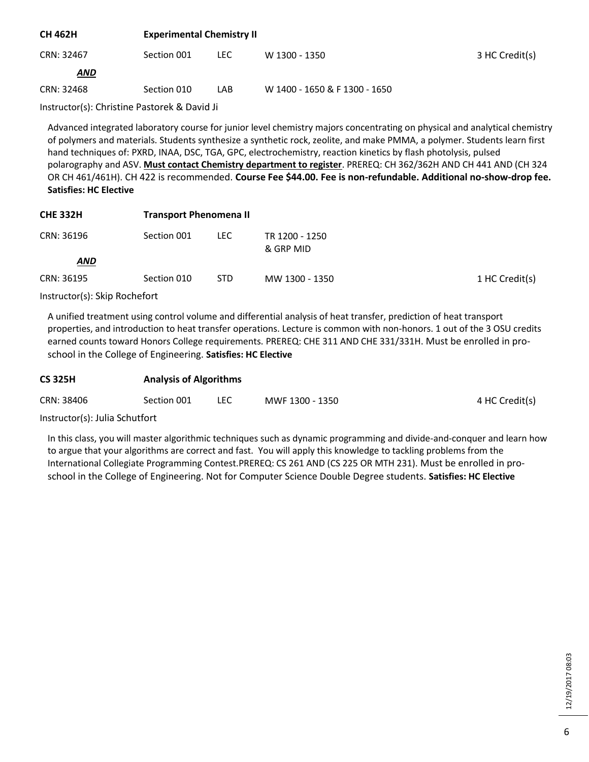**CH 462H** **Experimental Chemistry II**

| | | | | |
|---|---|---|---|---|
| CRN: 32467 | Section 001 | LEC | W 1300 - 1350 | 3 HC Credit(s) |
| ***AND*** | | | | |
| CRN: 32468 | Section 010 | LAB | W 1400 - 1650 & F 1300 - 1650 | |

Instructor(s): Christine Pastorek & David Ji

Advanced integrated laboratory course for junior level chemistry majors concentrating on physical and analytical chemistry of polymers and materials. Students synthesize a synthetic rock, zeolite, and make PMMA, a polymer. Students learn first hand techniques of: PXRD, INAA, DSC, TGA, GPC, electrochemistry, reaction kinetics by flash photolysis, pulsed polarography and ASV. **Must contact Chemistry department to register**. PREREQ: CH 362/362H AND CH 441 AND (CH 324 OR CH 461/461H). CH 422 is recommended. **Course Fee $44.00. Fee is non-refundable. Additional no-show-drop fee. Satisfies: HC Elective**

**CHE 332H** **Transport Phenomena II**

| | | | | |
|---|---|---|---|---|
| CRN: 36196 | Section 001 | LEC | TR 1200 - 1250 & GRP MID | |
| ***AND*** | | | | |
| CRN: 36195 | Section 010 | STD | MW 1300 - 1350 | 1 HC Credit(s) |

Instructor(s): Skip Rochefort

A unified treatment using control volume and differential analysis of heat transfer, prediction of heat transport properties, and introduction to heat transfer operations. Lecture is common with non-honors. 1 out of the 3 OSU credits earned counts toward Honors College requirements. PREREQ: CHE 311 AND CHE 331/331H. Must be enrolled in pro-school in the College of Engineering. **Satisfies: HC Elective**

**CS 325H** **Analysis of Algorithms**

| | | | | |
|---|---|---|---|---|
| CRN: 38406 | Section 001 | LEC | MWF 1300 - 1350 | 4 HC Credit(s) |

Instructor(s): Julia Schutfort

In this class, you will master algorithmic techniques such as dynamic programming and divide-and-conquer and learn how to argue that your algorithms are correct and fast. You will apply this knowledge to tackling problems from the International Collegiate Programming Contest.PREREQ: CS 261 AND (CS 225 OR MTH 231). Must be enrolled in pro-school in the College of Engineering. Not for Computer Science Double Degree students. **Satisfies: HC Elective**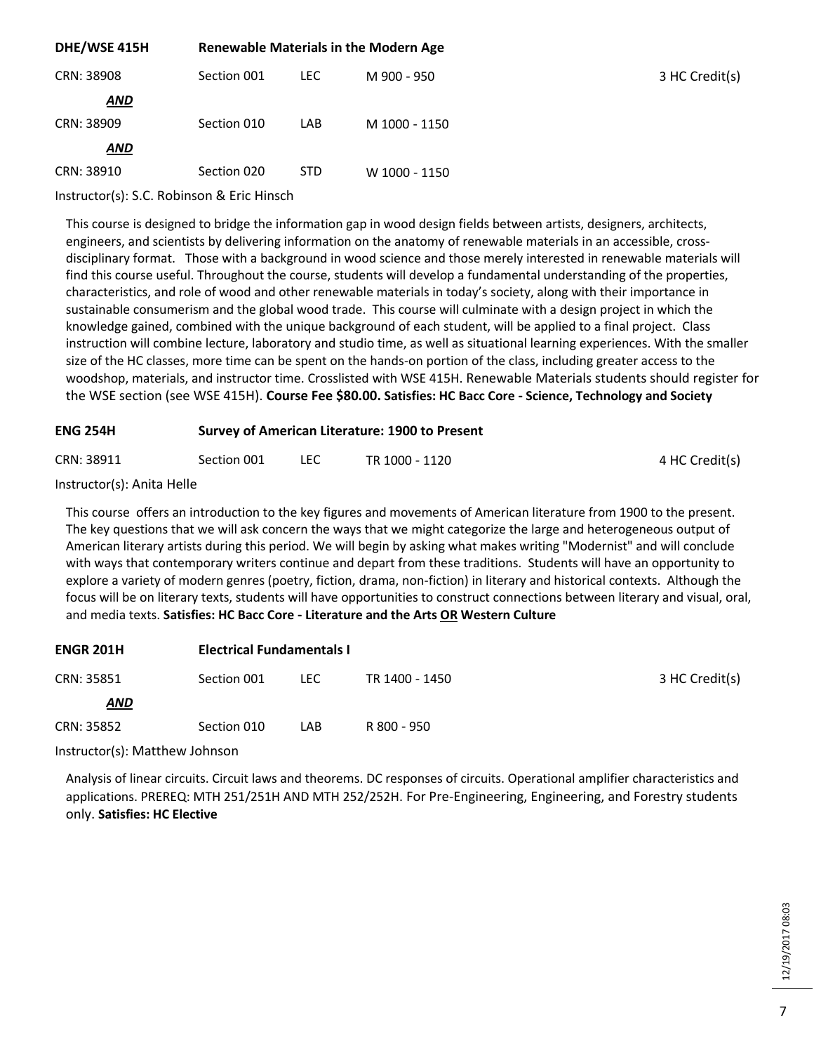### DHE/WSE 415H — Renewable Materials in the Modern Age

| CRN | Section | Type | Time | Credits |
|---|---|---|---|---|
| CRN: 38908 | Section 001 | LEC | M 900 - 950 | 3 HC Credit(s) |
| ***AND*** | | | | |
| CRN: 38909 | Section 010 | LAB | M 1000 - 1150 | |
| ***AND*** | | | | |
| CRN: 38910 | Section 020 | STD | W 1000 - 1150 | |

Instructor(s): S.C. Robinson & Eric Hinsch

This course is designed to bridge the information gap in wood design fields between artists, designers, architects, engineers, and scientists by delivering information on the anatomy of renewable materials in an accessible, cross-disciplinary format. Those with a background in wood science and those merely interested in renewable materials will find this course useful. Throughout the course, students will develop a fundamental understanding of the properties, characteristics, and role of wood and other renewable materials in today's society, along with their importance in sustainable consumerism and the global wood trade. This course will culminate with a design project in which the knowledge gained, combined with the unique background of each student, will be applied to a final project. Class instruction will combine lecture, laboratory and studio time, as well as situational learning experiences. With the smaller size of the HC classes, more time can be spent on the hands-on portion of the class, including greater access to the woodshop, materials, and instructor time. Crosslisted with WSE 415H. Renewable Materials students should register for the WSE section (see WSE 415H). **Course Fee $80.00. Satisfies: HC Bacc Core - Science, Technology and Society**

### ENG 254H — Survey of American Literature: 1900 to Present

| CRN | Section | Type | Time | Credits |
|---|---|---|---|---|
| CRN: 38911 | Section 001 | LEC | TR 1000 - 1120 | 4 HC Credit(s) |

Instructor(s): Anita Helle

This course offers an introduction to the key figures and movements of American literature from 1900 to the present. The key questions that we will ask concern the ways that we might categorize the large and heterogeneous output of American literary artists during this period. We will begin by asking what makes writing "Modernist" and will conclude with ways that contemporary writers continue and depart from these traditions. Students will have an opportunity to explore a variety of modern genres (poetry, fiction, drama, non-fiction) in literary and historical contexts. Although the focus will be on literary texts, students will have opportunities to construct connections between literary and visual, oral, and media texts. **Satisfies: HC Bacc Core - Literature and the Arts OR Western Culture**

### ENGR 201H — Electrical Fundamentals I

| CRN | Section | Type | Time | Credits |
|---|---|---|---|---|
| CRN: 35851 | Section 001 | LEC | TR 1400 - 1450 | 3 HC Credit(s) |
| ***AND*** | | | | |
| CRN: 35852 | Section 010 | LAB | R 800 - 950 | |

Instructor(s): Matthew Johnson

Analysis of linear circuits. Circuit laws and theorems. DC responses of circuits. Operational amplifier characteristics and applications. PREREQ: MTH 251/251H AND MTH 252/252H. For Pre-Engineering, Engineering, and Forestry students only. **Satisfies: HC Elective**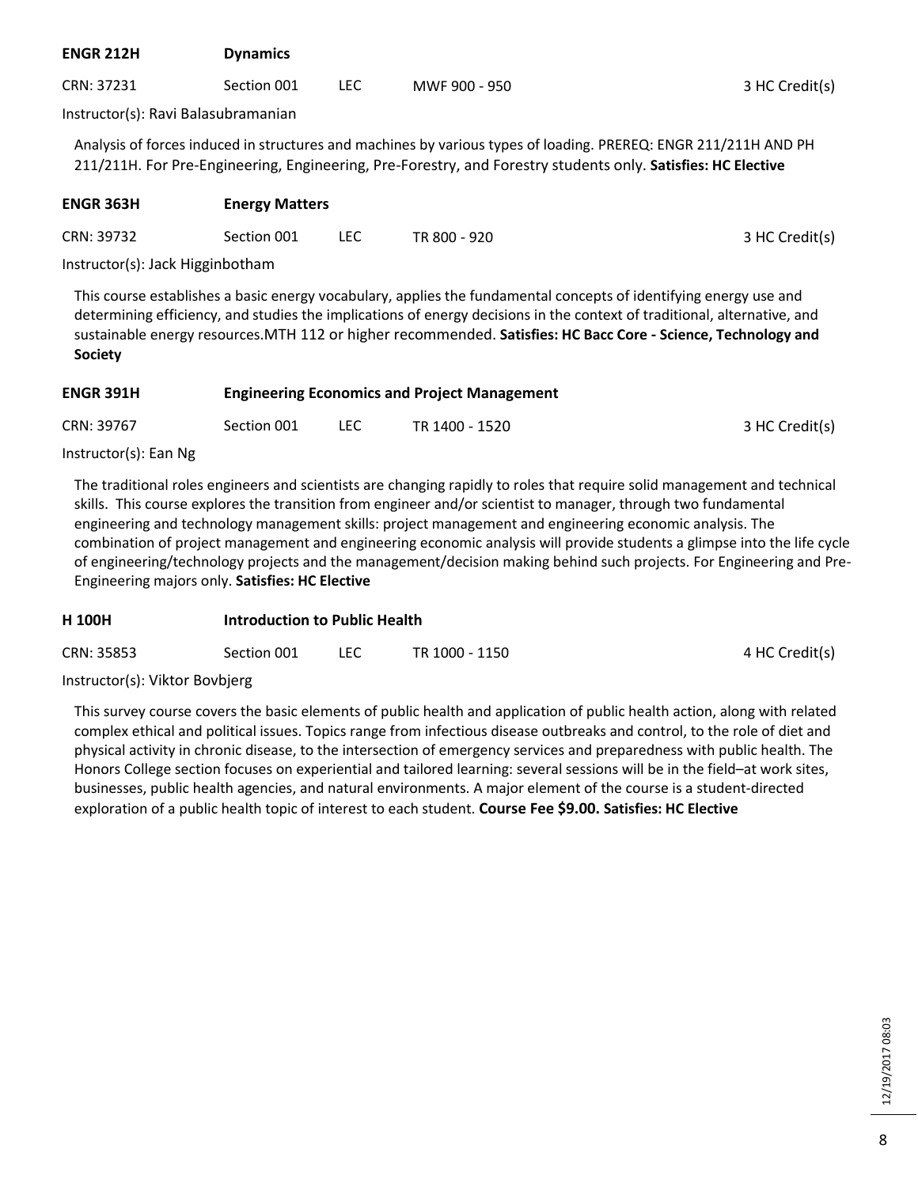**ENGR 212H** **Dynamics**

CRN: 37231 | Section 001 | LEC | MWF 900 - 950 | 3 HC Credit(s)

Instructor(s): Ravi Balasubramanian

Analysis of forces induced in structures and machines by various types of loading. PREREQ: ENGR 211/211H AND PH 211/211H. For Pre-Engineering, Engineering, Pre-Forestry, and Forestry students only. **Satisfies: HC Elective**

**ENGR 363H** **Energy Matters**

CRN: 39732 | Section 001 | LEC | TR 800 - 920 | 3 HC Credit(s)

Instructor(s): Jack Higginbotham

This course establishes a basic energy vocabulary, applies the fundamental concepts of identifying energy use and determining efficiency, and studies the implications of energy decisions in the context of traditional, alternative, and sustainable energy resources.MTH 112 or higher recommended. **Satisfies: HC Bacc Core - Science, Technology and Society**

**ENGR 391H** **Engineering Economics and Project Management**

CRN: 39767 | Section 001 | LEC | TR 1400 - 1520 | 3 HC Credit(s)

Instructor(s): Ean Ng

The traditional roles engineers and scientists are changing rapidly to roles that require solid management and technical skills. This course explores the transition from engineer and/or scientist to manager, through two fundamental engineering and technology management skills: project management and engineering economic analysis. The combination of project management and engineering economic analysis will provide students a glimpse into the life cycle of engineering/technology projects and the management/decision making behind such projects. For Engineering and Pre-Engineering majors only. **Satisfies: HC Elective**

**H 100H** **Introduction to Public Health**

CRN: 35853 | Section 001 | LEC | TR 1000 - 1150 | 4 HC Credit(s)

Instructor(s): Viktor Bovbjerg

This survey course covers the basic elements of public health and application of public health action, along with related complex ethical and political issues. Topics range from infectious disease outbreaks and control, to the role of diet and physical activity in chronic disease, to the intersection of emergency services and preparedness with public health. The Honors College section focuses on experiential and tailored learning: several sessions will be in the field–at work sites, businesses, public health agencies, and natural environments. A major element of the course is a student-directed exploration of a public health topic of interest to each student. **Course Fee $9.00. Satisfies: HC Elective**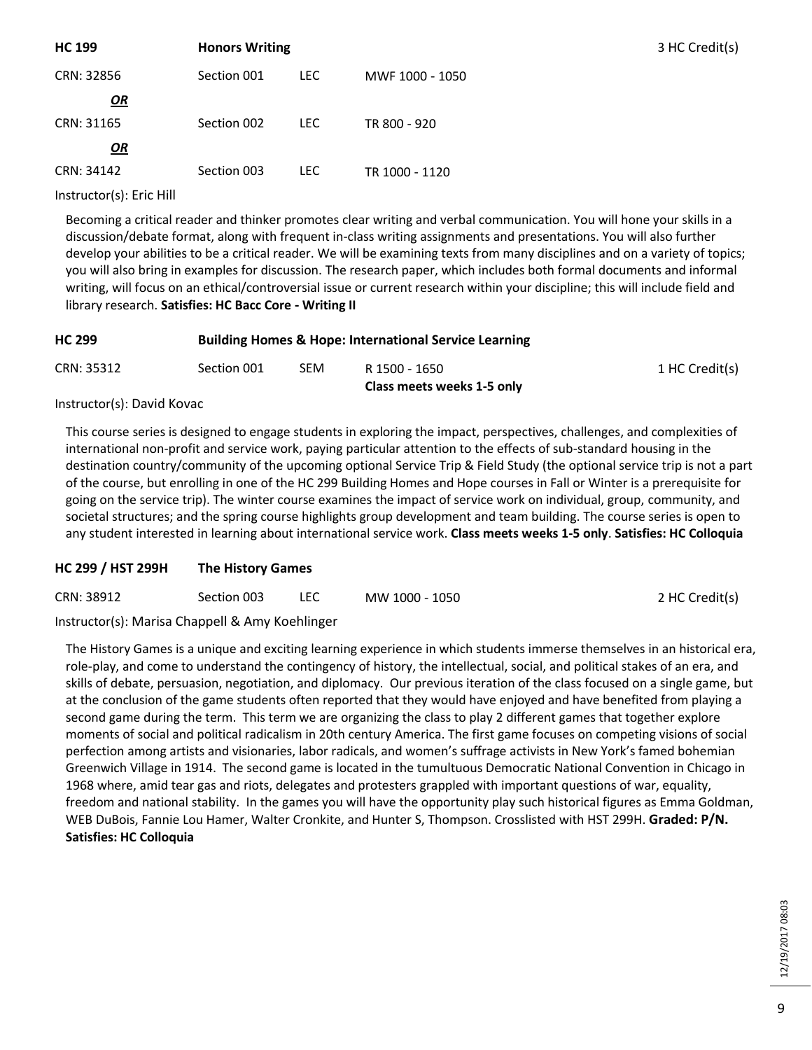**HC 199** **Honors Writing** 3 HC Credit(s)

| CRN | Section | Type | Time |
|---|---|---|---|
| CRN: 32856 | Section 001 | LEC | MWF 1000 - 1050 |
| ***OR*** | | | |
| CRN: 31165 | Section 002 | LEC | TR 800 - 920 |
| ***OR*** | | | |
| CRN: 34142 | Section 003 | LEC | TR 1000 - 1120 |

Instructor(s): Eric Hill

Becoming a critical reader and thinker promotes clear writing and verbal communication. You will hone your skills in a discussion/debate format, along with frequent in-class writing assignments and presentations. You will also further develop your abilities to be a critical reader. We will be examining texts from many disciplines and on a variety of topics; you will also bring in examples for discussion. The research paper, which includes both formal documents and informal writing, will focus on an ethical/controversial issue or current research within your discipline; this will include field and library research. **Satisfies: HC Bacc Core - Writing II**

**HC 299** **Building Homes & Hope: International Service Learning**

| CRN | Section | Type | Time | Credits |
|---|---|---|---|---|
| CRN: 35312 | Section 001 | SEM | R 1500 - 1650 **Class meets weeks 1-5 only** | 1 HC Credit(s) |

Instructor(s): David Kovac

This course series is designed to engage students in exploring the impact, perspectives, challenges, and complexities of international non-profit and service work, paying particular attention to the effects of sub-standard housing in the destination country/community of the upcoming optional Service Trip & Field Study (the optional service trip is not a part of the course, but enrolling in one of the HC 299 Building Homes and Hope courses in Fall or Winter is a prerequisite for going on the service trip). The winter course examines the impact of service work on individual, group, community, and societal structures; and the spring course highlights group development and team building. The course series is open to any student interested in learning about international service work. **Class meets weeks 1-5 only**. **Satisfies: HC Colloquia**

**HC 299 / HST 299H** **The History Games**

| CRN | Section | Type | Time | Credits |
|---|---|---|---|---|
| CRN: 38912 | Section 003 | LEC | MW 1000 - 1050 | 2 HC Credit(s) |

Instructor(s): Marisa Chappell & Amy Koehlinger

The History Games is a unique and exciting learning experience in which students immerse themselves in an historical era, role-play, and come to understand the contingency of history, the intellectual, social, and political stakes of an era, and skills of debate, persuasion, negotiation, and diplomacy. Our previous iteration of the class focused on a single game, but at the conclusion of the game students often reported that they would have enjoyed and have benefited from playing a second game during the term. This term we are organizing the class to play 2 different games that together explore moments of social and political radicalism in 20th century America. The first game focuses on competing visions of social perfection among artists and visionaries, labor radicals, and women's suffrage activists in New York's famed bohemian Greenwich Village in 1914. The second game is located in the tumultuous Democratic National Convention in Chicago in 1968 where, amid tear gas and riots, delegates and protesters grappled with important questions of war, equality, freedom and national stability. In the games you will have the opportunity play such historical figures as Emma Goldman, WEB DuBois, Fannie Lou Hamer, Walter Cronkite, and Hunter S, Thompson. Crosslisted with HST 299H. **Graded: P/N. Satisfies: HC Colloquia**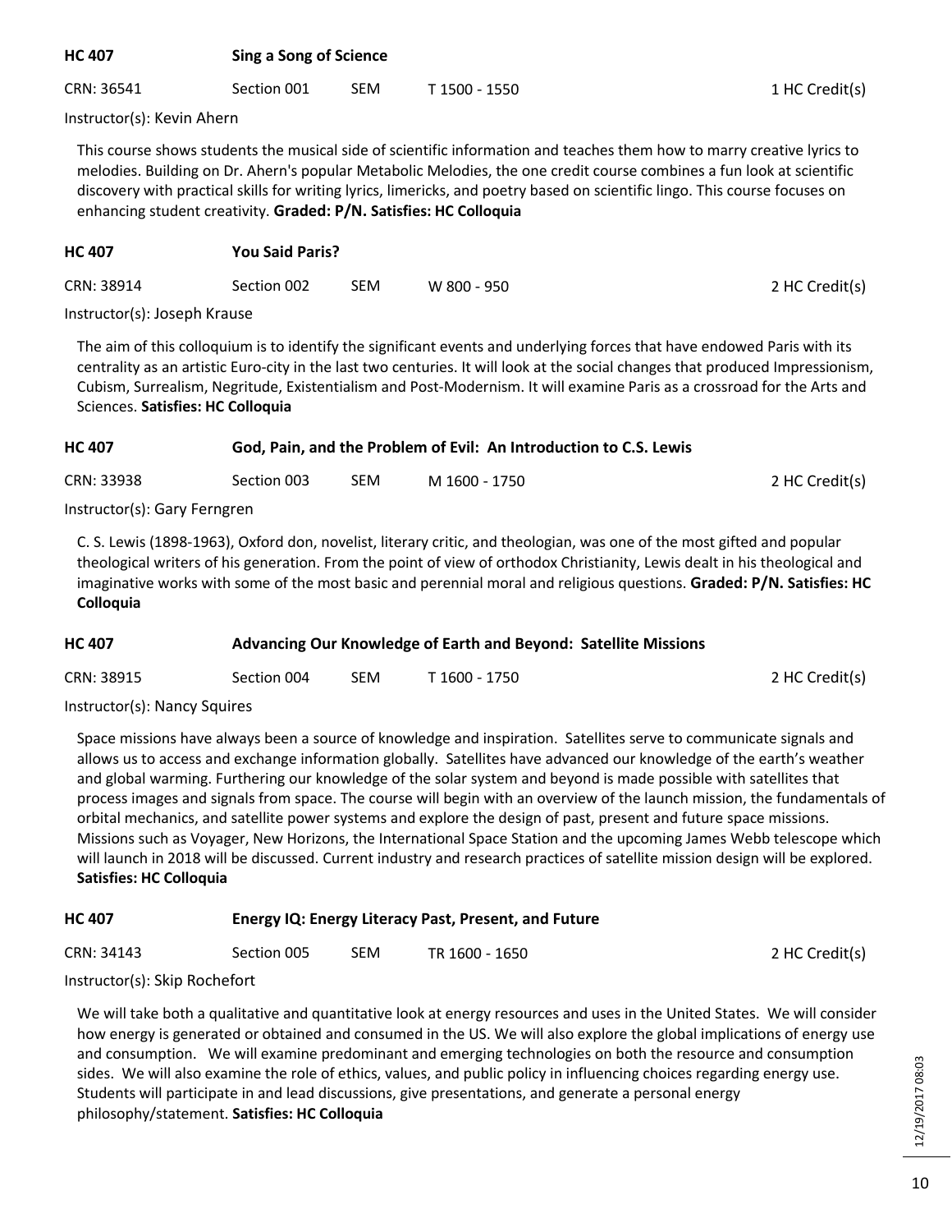### HC 407 — Sing a Song of Science

CRN: 36541 | Section 001 | SEM | T 1500 - 1550 | 1 HC Credit(s)

Instructor(s): Kevin Ahern

This course shows students the musical side of scientific information and teaches them how to marry creative lyrics to melodies. Building on Dr. Ahern's popular Metabolic Melodies, the one credit course combines a fun look at scientific discovery with practical skills for writing lyrics, limericks, and poetry based on scientific lingo. This course focuses on enhancing student creativity. **Graded: P/N. Satisfies: HC Colloquia**

### HC 407 — You Said Paris?

CRN: 38914 | Section 002 | SEM | W 800 - 950 | 2 HC Credit(s)

Instructor(s): Joseph Krause

The aim of this colloquium is to identify the significant events and underlying forces that have endowed Paris with its centrality as an artistic Euro-city in the last two centuries. It will look at the social changes that produced Impressionism, Cubism, Surrealism, Negritude, Existentialism and Post-Modernism. It will examine Paris as a crossroad for the Arts and Sciences. **Satisfies: HC Colloquia**

### HC 407 — God, Pain, and the Problem of Evil: An Introduction to C.S. Lewis

CRN: 33938 | Section 003 | SEM | M 1600 - 1750 | 2 HC Credit(s)

Instructor(s): Gary Ferngren

C. S. Lewis (1898-1963), Oxford don, novelist, literary critic, and theologian, was one of the most gifted and popular theological writers of his generation. From the point of view of orthodox Christianity, Lewis dealt in his theological and imaginative works with some of the most basic and perennial moral and religious questions. **Graded: P/N. Satisfies: HC Colloquia**

### HC 407 — Advancing Our Knowledge of Earth and Beyond: Satellite Missions

CRN: 38915 | Section 004 | SEM | T 1600 - 1750 | 2 HC Credit(s)

Instructor(s): Nancy Squires

Space missions have always been a source of knowledge and inspiration. Satellites serve to communicate signals and allows us to access and exchange information globally. Satellites have advanced our knowledge of the earth's weather and global warming. Furthering our knowledge of the solar system and beyond is made possible with satellites that process images and signals from space. The course will begin with an overview of the launch mission, the fundamentals of orbital mechanics, and satellite power systems and explore the design of past, present and future space missions. Missions such as Voyager, New Horizons, the International Space Station and the upcoming James Webb telescope which will launch in 2018 will be discussed. Current industry and research practices of satellite mission design will be explored. **Satisfies: HC Colloquia**

### HC 407 — Energy IQ: Energy Literacy Past, Present, and Future

CRN: 34143 | Section 005 | SEM | TR 1600 - 1650 | 2 HC Credit(s)

Instructor(s): Skip Rochefort

We will take both a qualitative and quantitative look at energy resources and uses in the United States. We will consider how energy is generated or obtained and consumed in the US. We will also explore the global implications of energy use and consumption. We will examine predominant and emerging technologies on both the resource and consumption sides. We will also examine the role of ethics, values, and public policy in influencing choices regarding energy use. Students will participate in and lead discussions, give presentations, and generate a personal energy philosophy/statement. **Satisfies: HC Colloquia**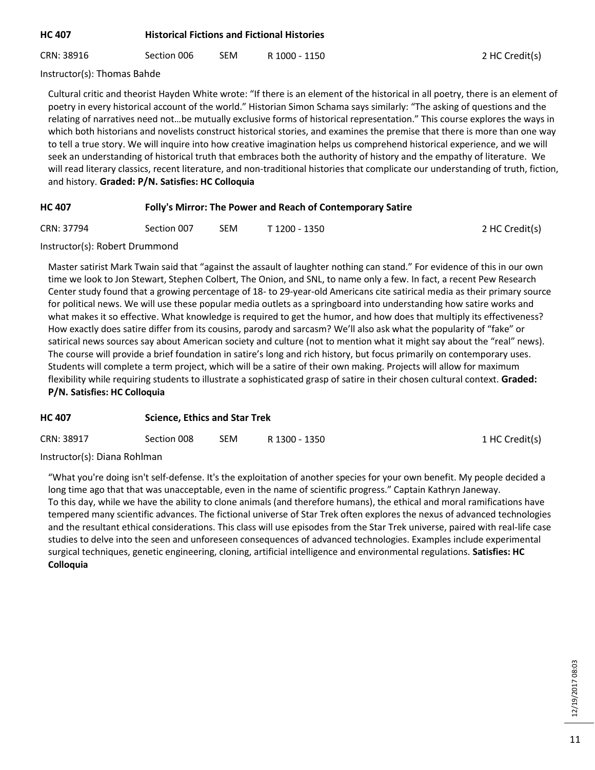**HC 407** **Historical Fictions and Fictional Histories**

CRN: 38916 Section 006 SEM R 1000 - 1150 2 HC Credit(s)

Instructor(s): Thomas Bahde

Cultural critic and theorist Hayden White wrote: "If there is an element of the historical in all poetry, there is an element of poetry in every historical account of the world." Historian Simon Schama says similarly: "The asking of questions and the relating of narratives need not…be mutually exclusive forms of historical representation." This course explores the ways in which both historians and novelists construct historical stories, and examines the premise that there is more than one way to tell a true story. We will inquire into how creative imagination helps us comprehend historical experience, and we will seek an understanding of historical truth that embraces both the authority of history and the empathy of literature. We will read literary classics, recent literature, and non-traditional histories that complicate our understanding of truth, fiction, and history. **Graded: P/N. Satisfies: HC Colloquia**

**HC 407** **Folly's Mirror: The Power and Reach of Contemporary Satire**

CRN: 37794 Section 007 SEM T 1200 - 1350 2 HC Credit(s)

Instructor(s): Robert Drummond

Master satirist Mark Twain said that "against the assault of laughter nothing can stand." For evidence of this in our own time we look to Jon Stewart, Stephen Colbert, The Onion, and SNL, to name only a few. In fact, a recent Pew Research Center study found that a growing percentage of 18- to 29-year-old Americans cite satirical media as their primary source for political news. We will use these popular media outlets as a springboard into understanding how satire works and what makes it so effective. What knowledge is required to get the humor, and how does that multiply its effectiveness? How exactly does satire differ from its cousins, parody and sarcasm? We'll also ask what the popularity of "fake" or satirical news sources say about American society and culture (not to mention what it might say about the "real" news). The course will provide a brief foundation in satire's long and rich history, but focus primarily on contemporary uses. Students will complete a term project, which will be a satire of their own making. Projects will allow for maximum flexibility while requiring students to illustrate a sophisticated grasp of satire in their chosen cultural context. **Graded: P/N. Satisfies: HC Colloquia**

**HC 407** **Science, Ethics and Star Trek**

CRN: 38917 Section 008 SEM R 1300 - 1350 1 HC Credit(s)

Instructor(s): Diana Rohlman

"What you're doing isn't self-defense. It's the exploitation of another species for your own benefit. My people decided a long time ago that that was unacceptable, even in the name of scientific progress." Captain Kathryn Janeway.
To this day, while we have the ability to clone animals (and therefore humans), the ethical and moral ramifications have tempered many scientific advances. The fictional universe of Star Trek often explores the nexus of advanced technologies and the resultant ethical considerations. This class will use episodes from the Star Trek universe, paired with real-life case studies to delve into the seen and unforeseen consequences of advanced technologies. Examples include experimental surgical techniques, genetic engineering, cloning, artificial intelligence and environmental regulations. **Satisfies: HC Colloquia**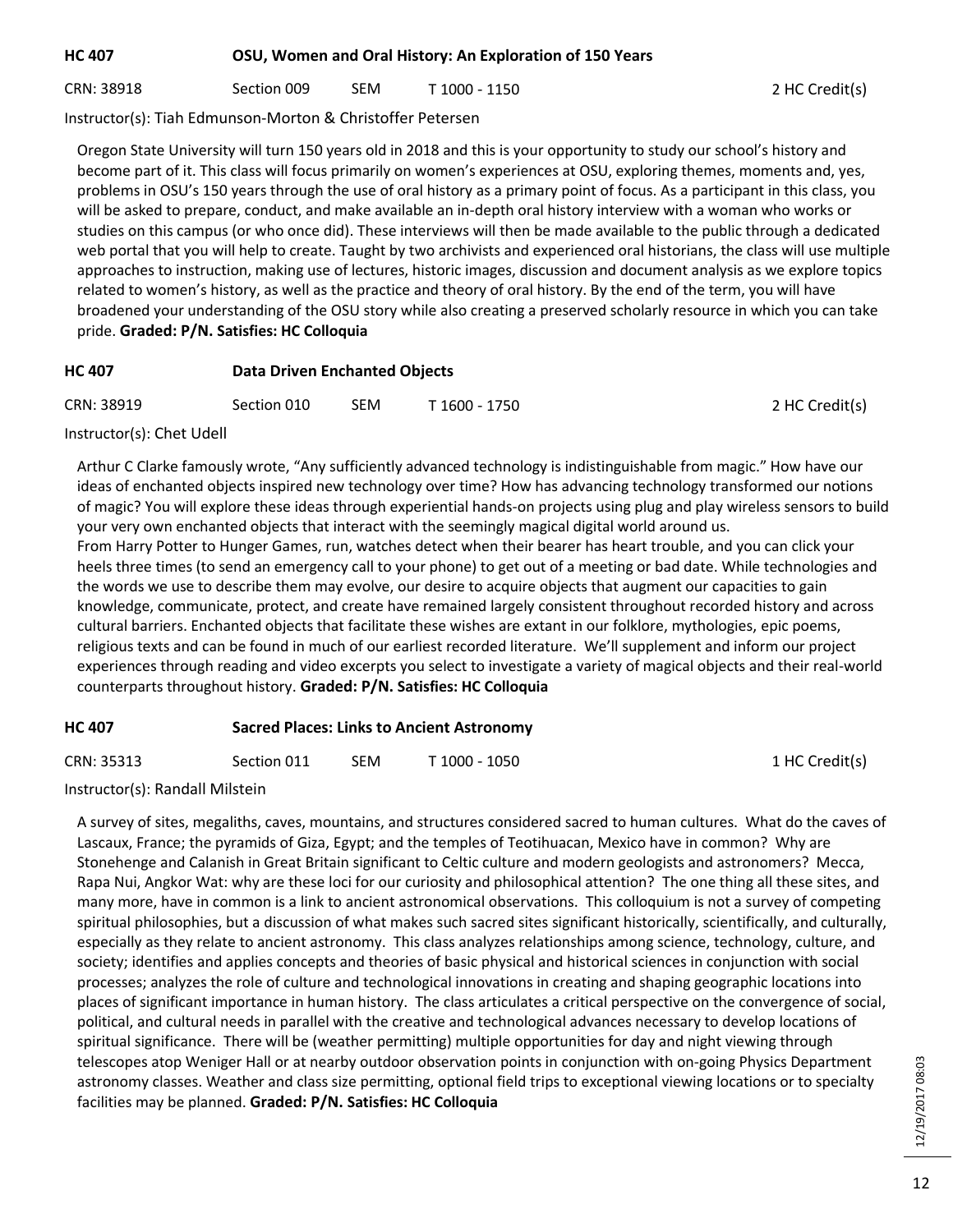### HC 407 — OSU, Women and Oral History: An Exploration of 150 Years

CRN: 38918 | Section 009 | SEM | T 1000 - 1150 | 2 HC Credit(s)

Instructor(s): Tiah Edmunson-Morton & Christoffer Petersen

Oregon State University will turn 150 years old in 2018 and this is your opportunity to study our school's history and become part of it. This class will focus primarily on women's experiences at OSU, exploring themes, moments and, yes, problems in OSU's 150 years through the use of oral history as a primary point of focus. As a participant in this class, you will be asked to prepare, conduct, and make available an in-depth oral history interview with a woman who works or studies on this campus (or who once did). These interviews will then be made available to the public through a dedicated web portal that you will help to create. Taught by two archivists and experienced oral historians, the class will use multiple approaches to instruction, making use of lectures, historic images, discussion and document analysis as we explore topics related to women's history, as well as the practice and theory of oral history. By the end of the term, you will have broadened your understanding of the OSU story while also creating a preserved scholarly resource in which you can take pride. **Graded: P/N. Satisfies: HC Colloquia**

### HC 407 — Data Driven Enchanted Objects

CRN: 38919 | Section 010 | SEM | T 1600 - 1750 | 2 HC Credit(s)

Instructor(s): Chet Udell

Arthur C Clarke famously wrote, "Any sufficiently advanced technology is indistinguishable from magic." How have our ideas of enchanted objects inspired new technology over time? How has advancing technology transformed our notions of magic? You will explore these ideas through experiential hands-on projects using plug and play wireless sensors to build your very own enchanted objects that interact with the seemingly magical digital world around us.

From Harry Potter to Hunger Games, run, watches detect when their bearer has heart trouble, and you can click your heels three times (to send an emergency call to your phone) to get out of a meeting or bad date. While technologies and the words we use to describe them may evolve, our desire to acquire objects that augment our capacities to gain knowledge, communicate, protect, and create have remained largely consistent throughout recorded history and across cultural barriers. Enchanted objects that facilitate these wishes are extant in our folklore, mythologies, epic poems, religious texts and can be found in much of our earliest recorded literature. We'll supplement and inform our project experiences through reading and video excerpts you select to investigate a variety of magical objects and their real-world counterparts throughout history. **Graded: P/N. Satisfies: HC Colloquia**

### HC 407 — Sacred Places: Links to Ancient Astronomy

CRN: 35313 | Section 011 | SEM | T 1000 - 1050 | 1 HC Credit(s)

Instructor(s): Randall Milstein

A survey of sites, megaliths, caves, mountains, and structures considered sacred to human cultures. What do the caves of Lascaux, France; the pyramids of Giza, Egypt; and the temples of Teotihuacan, Mexico have in common? Why are Stonehenge and Calanish in Great Britain significant to Celtic culture and modern geologists and astronomers? Mecca, Rapa Nui, Angkor Wat: why are these loci for our curiosity and philosophical attention? The one thing all these sites, and many more, have in common is a link to ancient astronomical observations. This colloquium is not a survey of competing spiritual philosophies, but a discussion of what makes such sacred sites significant historically, scientifically, and culturally, especially as they relate to ancient astronomy. This class analyzes relationships among science, technology, culture, and society; identifies and applies concepts and theories of basic physical and historical sciences in conjunction with social processes; analyzes the role of culture and technological innovations in creating and shaping geographic locations into places of significant importance in human history. The class articulates a critical perspective on the convergence of social, political, and cultural needs in parallel with the creative and technological advances necessary to develop locations of spiritual significance. There will be (weather permitting) multiple opportunities for day and night viewing through telescopes atop Weniger Hall or at nearby outdoor observation points in conjunction with on-going Physics Department astronomy classes. Weather and class size permitting, optional field trips to exceptional viewing locations or to specialty facilities may be planned. **Graded: P/N. Satisfies: HC Colloquia**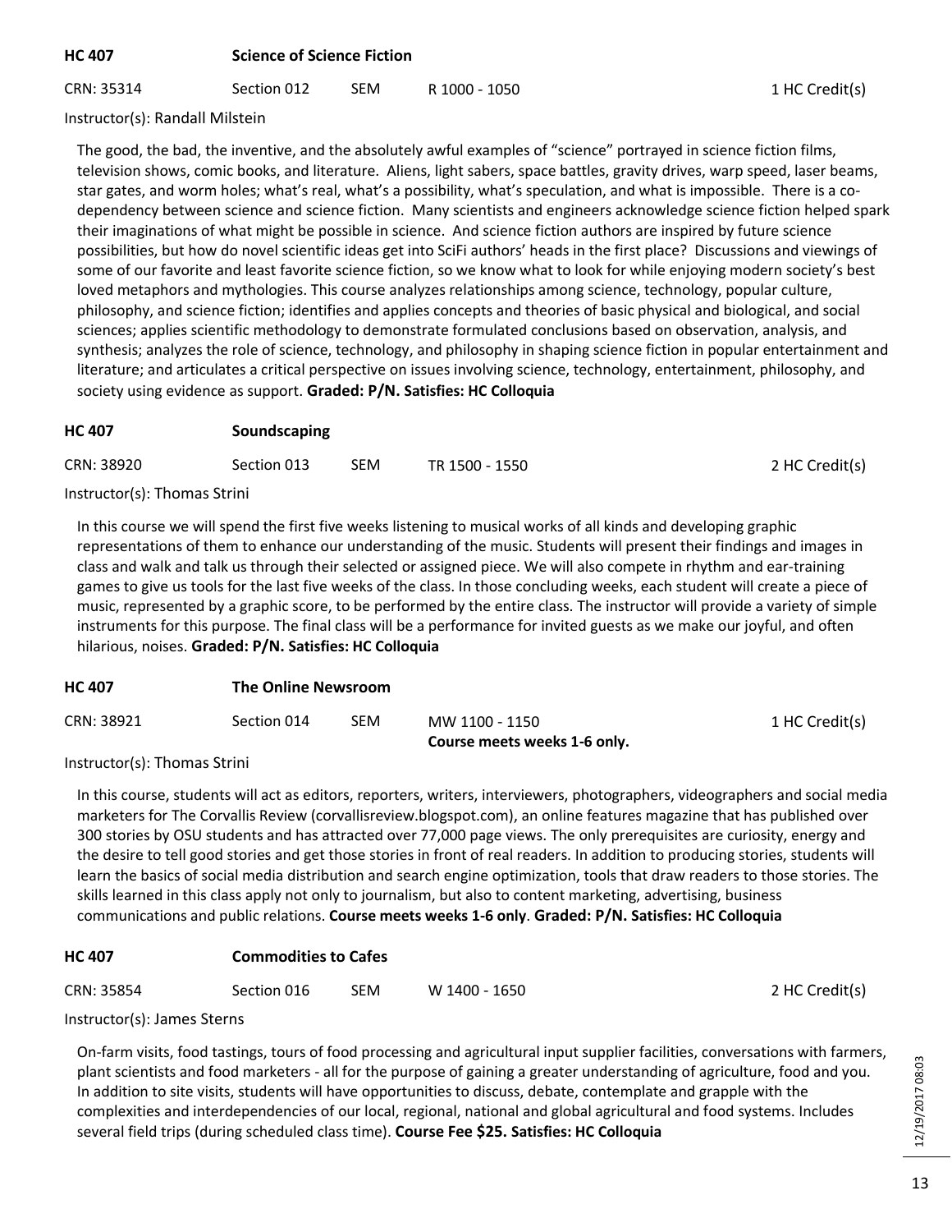## HC 407 Science of Science Fiction

CRN: 35314 | Section 012 | SEM | R 1000 - 1050 | 1 HC Credit(s)

Instructor(s): Randall Milstein

The good, the bad, the inventive, and the absolutely awful examples of "science" portrayed in science fiction films, television shows, comic books, and literature. Aliens, light sabers, space battles, gravity drives, warp speed, laser beams, star gates, and worm holes; what's real, what's a possibility, what's speculation, and what is impossible. There is a co-dependency between science and science fiction. Many scientists and engineers acknowledge science fiction helped spark their imaginations of what might be possible in science. And science fiction authors are inspired by future science possibilities, but how do novel scientific ideas get into SciFi authors' heads in the first place? Discussions and viewings of some of our favorite and least favorite science fiction, so we know what to look for while enjoying modern society's best loved metaphors and mythologies. This course analyzes relationships among science, technology, popular culture, philosophy, and science fiction; identifies and applies concepts and theories of basic physical and biological, and social sciences; applies scientific methodology to demonstrate formulated conclusions based on observation, analysis, and synthesis; analyzes the role of science, technology, and philosophy in shaping science fiction in popular entertainment and literature; and articulates a critical perspective on issues involving science, technology, entertainment, philosophy, and society using evidence as support. **Graded: P/N. Satisfies: HC Colloquia**

## HC 407 Soundscaping

CRN: 38920 | Section 013 | SEM | TR 1500 - 1550 | 2 HC Credit(s)

Instructor(s): Thomas Strini

In this course we will spend the first five weeks listening to musical works of all kinds and developing graphic representations of them to enhance our understanding of the music. Students will present their findings and images in class and walk and talk us through their selected or assigned piece. We will also compete in rhythm and ear-training games to give us tools for the last five weeks of the class. In those concluding weeks, each student will create a piece of music, represented by a graphic score, to be performed by the entire class. The instructor will provide a variety of simple instruments for this purpose. The final class will be a performance for invited guests as we make our joyful, and often hilarious, noises. **Graded: P/N. Satisfies: HC Colloquia**

## HC 407 The Online Newsroom

CRN: 38921 | Section 014 | SEM | MW 1100 - 1150 | 1 HC Credit(s)

**Course meets weeks 1-6 only.**

Instructor(s): Thomas Strini

In this course, students will act as editors, reporters, writers, interviewers, photographers, videographers and social media marketers for The Corvallis Review (corvallisreview.blogspot.com), an online features magazine that has published over 300 stories by OSU students and has attracted over 77,000 page views. The only prerequisites are curiosity, energy and the desire to tell good stories and get those stories in front of real readers. In addition to producing stories, students will learn the basics of social media distribution and search engine optimization, tools that draw readers to those stories. The skills learned in this class apply not only to journalism, but also to content marketing, advertising, business communications and public relations. **Course meets weeks 1-6 only**. **Graded: P/N. Satisfies: HC Colloquia**

## HC 407 Commodities to Cafes

CRN: 35854 | Section 016 | SEM | W 1400 - 1650 | 2 HC Credit(s)

Instructor(s): James Sterns

On-farm visits, food tastings, tours of food processing and agricultural input supplier facilities, conversations with farmers, plant scientists and food marketers - all for the purpose of gaining a greater understanding of agriculture, food and you. In addition to site visits, students will have opportunities to discuss, debate, contemplate and grapple with the complexities and interdependencies of our local, regional, national and global agricultural and food systems. Includes several field trips (during scheduled class time). **Course Fee $25. Satisfies: HC Colloquia**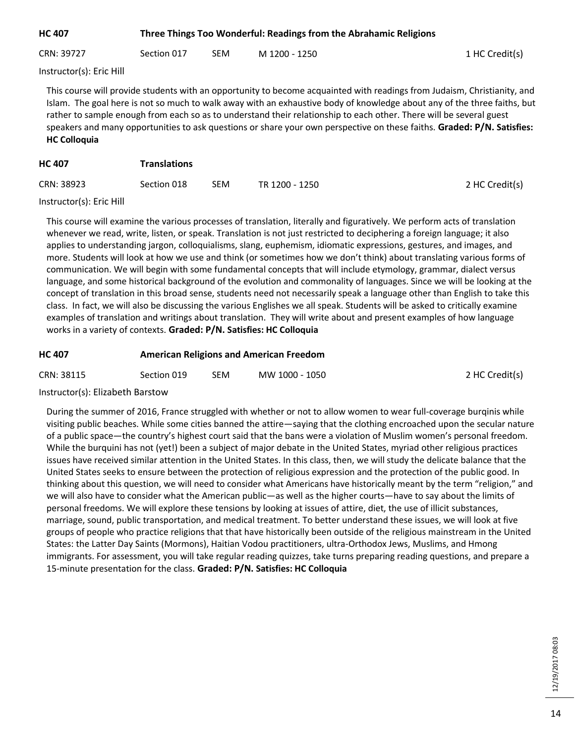## HC 407 Three Things Too Wonderful: Readings from the Abrahamic Religions

CRN: 39727 | Section 017 | SEM | M 1200 - 1250 | 1 HC Credit(s)

Instructor(s): Eric Hill

This course will provide students with an opportunity to become acquainted with readings from Judaism, Christianity, and Islam. The goal here is not so much to walk away with an exhaustive body of knowledge about any of the three faiths, but rather to sample enough from each so as to understand their relationship to each other. There will be several guest speakers and many opportunities to ask questions or share your own perspective on these faiths. **Graded: P/N. Satisfies: HC Colloquia**

## HC 407 Translations

CRN: 38923 | Section 018 | SEM | TR 1200 - 1250 | 2 HC Credit(s)

Instructor(s): Eric Hill

This course will examine the various processes of translation, literally and figuratively. We perform acts of translation whenever we read, write, listen, or speak. Translation is not just restricted to deciphering a foreign language; it also applies to understanding jargon, colloquialisms, slang, euphemism, idiomatic expressions, gestures, and images, and more. Students will look at how we use and think (or sometimes how we don't think) about translating various forms of communication. We will begin with some fundamental concepts that will include etymology, grammar, dialect versus language, and some historical background of the evolution and commonality of languages. Since we will be looking at the concept of translation in this broad sense, students need not necessarily speak a language other than English to take this class. In fact, we will also be discussing the various Englishes we all speak. Students will be asked to critically examine examples of translation and writings about translation. They will write about and present examples of how language works in a variety of contexts. **Graded: P/N. Satisfies: HC Colloquia**

## HC 407 American Religions and American Freedom

CRN: 38115 | Section 019 | SEM | MW 1000 - 1050 | 2 HC Credit(s)

Instructor(s): Elizabeth Barstow

During the summer of 2016, France struggled with whether or not to allow women to wear full-coverage burqinis while visiting public beaches. While some cities banned the attire—saying that the clothing encroached upon the secular nature of a public space—the country's highest court said that the bans were a violation of Muslim women's personal freedom. While the burquini has not (yet!) been a subject of major debate in the United States, myriad other religious practices issues have received similar attention in the United States. In this class, then, we will study the delicate balance that the United States seeks to ensure between the protection of religious expression and the protection of the public good. In thinking about this question, we will need to consider what Americans have historically meant by the term "religion," and we will also have to consider what the American public—as well as the higher courts—have to say about the limits of personal freedoms. We will explore these tensions by looking at issues of attire, diet, the use of illicit substances, marriage, sound, public transportation, and medical treatment. To better understand these issues, we will look at five groups of people who practice religions that that have historically been outside of the religious mainstream in the United States: the Latter Day Saints (Mormons), Haitian Vodou practitioners, ultra-Orthodox Jews, Muslims, and Hmong immigrants. For assessment, you will take regular reading quizzes, take turns preparing reading questions, and prepare a 15-minute presentation for the class. **Graded: P/N. Satisfies: HC Colloquia**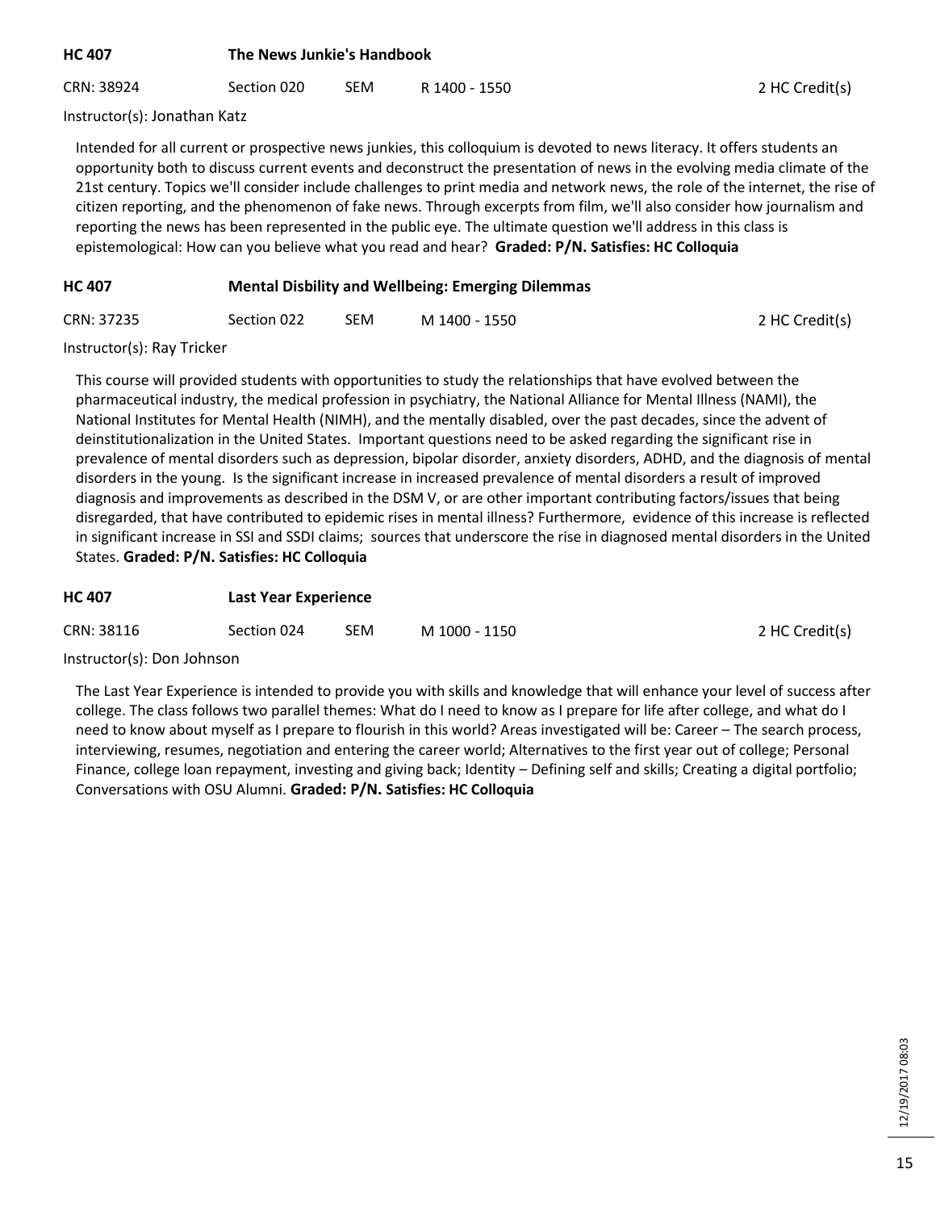## HC 407 The News Junkie's Handbook

CRN: 38924 | Section 020 | SEM | R 1400 - 1550 | 2 HC Credit(s)

Instructor(s): Jonathan Katz

Intended for all current or prospective news junkies, this colloquium is devoted to news literacy. It offers students an opportunity both to discuss current events and deconstruct the presentation of news in the evolving media climate of the 21st century. Topics we'll consider include challenges to print media and network news, the role of the internet, the rise of citizen reporting, and the phenomenon of fake news. Through excerpts from film, we'll also consider how journalism and reporting the news has been represented in the public eye. The ultimate question we'll address in this class is epistemological: How can you believe what you read and hear? **Graded: P/N. Satisfies: HC Colloquia**

## HC 407 Mental Disbility and Wellbeing: Emerging Dilemmas

CRN: 37235 | Section 022 | SEM | M 1400 - 1550 | 2 HC Credit(s)

Instructor(s): Ray Tricker

This course will provided students with opportunities to study the relationships that have evolved between the pharmaceutical industry, the medical profession in psychiatry, the National Alliance for Mental Illness (NAMI), the National Institutes for Mental Health (NIMH), and the mentally disabled, over the past decades, since the advent of deinstitutionalization in the United States. Important questions need to be asked regarding the significant rise in prevalence of mental disorders such as depression, bipolar disorder, anxiety disorders, ADHD, and the diagnosis of mental disorders in the young. Is the significant increase in increased prevalence of mental disorders a result of improved diagnosis and improvements as described in the DSM V, or are other important contributing factors/issues that being disregarded, that have contributed to epidemic rises in mental illness? Furthermore, evidence of this increase is reflected in significant increase in SSI and SSDI claims; sources that underscore the rise in diagnosed mental disorders in the United States. **Graded: P/N. Satisfies: HC Colloquia**

## HC 407 Last Year Experience

CRN: 38116 | Section 024 | SEM | M 1000 - 1150 | 2 HC Credit(s)

Instructor(s): Don Johnson

The Last Year Experience is intended to provide you with skills and knowledge that will enhance your level of success after college. The class follows two parallel themes: What do I need to know as I prepare for life after college, and what do I need to know about myself as I prepare to flourish in this world? Areas investigated will be: Career – The search process, interviewing, resumes, negotiation and entering the career world; Alternatives to the first year out of college; Personal Finance, college loan repayment, investing and giving back; Identity – Defining self and skills; Creating a digital portfolio; Conversations with OSU Alumni. **Graded: P/N. Satisfies: HC Colloquia**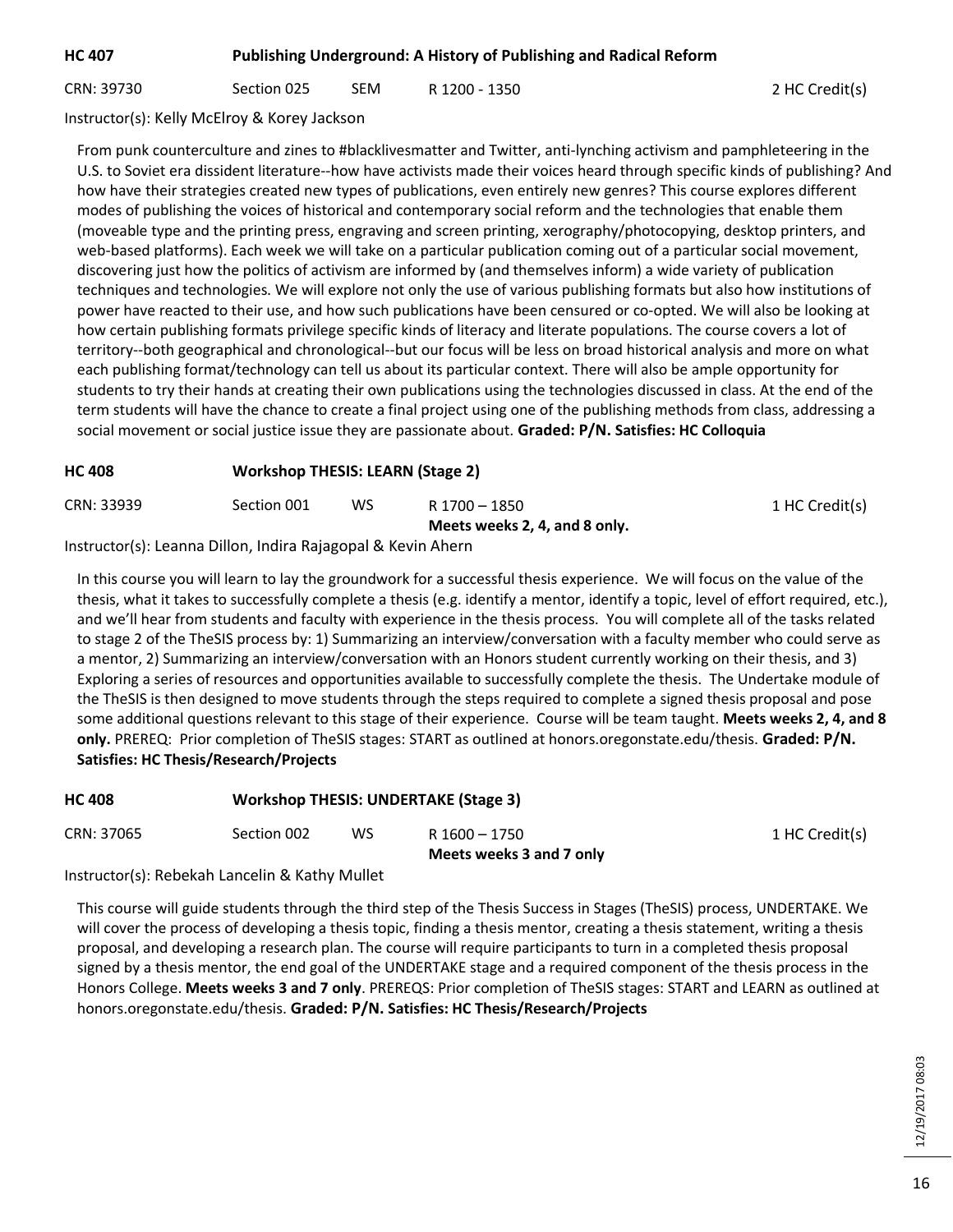**HC 407** **Publishing Underground: A History of Publishing and Radical Reform**

CRN: 39730 Section 025 SEM R 1200 - 1350 2 HC Credit(s)

Instructor(s): Kelly McElroy & Korey Jackson

From punk counterculture and zines to #blacklivesmatter and Twitter, anti-lynching activism and pamphleteering in the U.S. to Soviet era dissident literature--how have activists made their voices heard through specific kinds of publishing? And how have their strategies created new types of publications, even entirely new genres? This course explores different modes of publishing the voices of historical and contemporary social reform and the technologies that enable them (moveable type and the printing press, engraving and screen printing, xerography/photocopying, desktop printers, and web-based platforms). Each week we will take on a particular publication coming out of a particular social movement, discovering just how the politics of activism are informed by (and themselves inform) a wide variety of publication techniques and technologies. We will explore not only the use of various publishing formats but also how institutions of power have reacted to their use, and how such publications have been censured or co-opted. We will also be looking at how certain publishing formats privilege specific kinds of literacy and literate populations. The course covers a lot of territory--both geographical and chronological--but our focus will be less on broad historical analysis and more on what each publishing format/technology can tell us about its particular context. There will also be ample opportunity for students to try their hands at creating their own publications using the technologies discussed in class. At the end of the term students will have the chance to create a final project using one of the publishing methods from class, addressing a social movement or social justice issue they are passionate about. **Graded: P/N. Satisfies: HC Colloquia**

**HC 408** **Workshop THESIS: LEARN (Stage 2)**

CRN: 33939 Section 001 WS R 1700 – 1850 1 HC Credit(s)
**Meets weeks 2, 4, and 8 only.**

Instructor(s): Leanna Dillon, Indira Rajagopal & Kevin Ahern

In this course you will learn to lay the groundwork for a successful thesis experience. We will focus on the value of the thesis, what it takes to successfully complete a thesis (e.g. identify a mentor, identify a topic, level of effort required, etc.), and we'll hear from students and faculty with experience in the thesis process. You will complete all of the tasks related to stage 2 of the TheSIS process by: 1) Summarizing an interview/conversation with a faculty member who could serve as a mentor, 2) Summarizing an interview/conversation with an Honors student currently working on their thesis, and 3) Exploring a series of resources and opportunities available to successfully complete the thesis. The Undertake module of the TheSIS is then designed to move students through the steps required to complete a signed thesis proposal and pose some additional questions relevant to this stage of their experience. Course will be team taught. **Meets weeks 2, 4, and 8 only.** PREREQ: Prior completion of TheSIS stages: START as outlined at honors.oregonstate.edu/thesis. **Graded: P/N. Satisfies: HC Thesis/Research/Projects**

**HC 408** **Workshop THESIS: UNDERTAKE (Stage 3)**

CRN: 37065 Section 002 WS R 1600 – 1750 1 HC Credit(s)
**Meets weeks 3 and 7 only**

Instructor(s): Rebekah Lancelin & Kathy Mullet

This course will guide students through the third step of the Thesis Success in Stages (TheSIS) process, UNDERTAKE. We will cover the process of developing a thesis topic, finding a thesis mentor, creating a thesis statement, writing a thesis proposal, and developing a research plan. The course will require participants to turn in a completed thesis proposal signed by a thesis mentor, the end goal of the UNDERTAKE stage and a required component of the thesis process in the Honors College. **Meets weeks 3 and 7 only**. PREREQS: Prior completion of TheSIS stages: START and LEARN as outlined at honors.oregonstate.edu/thesis. **Graded: P/N. Satisfies: HC Thesis/Research/Projects**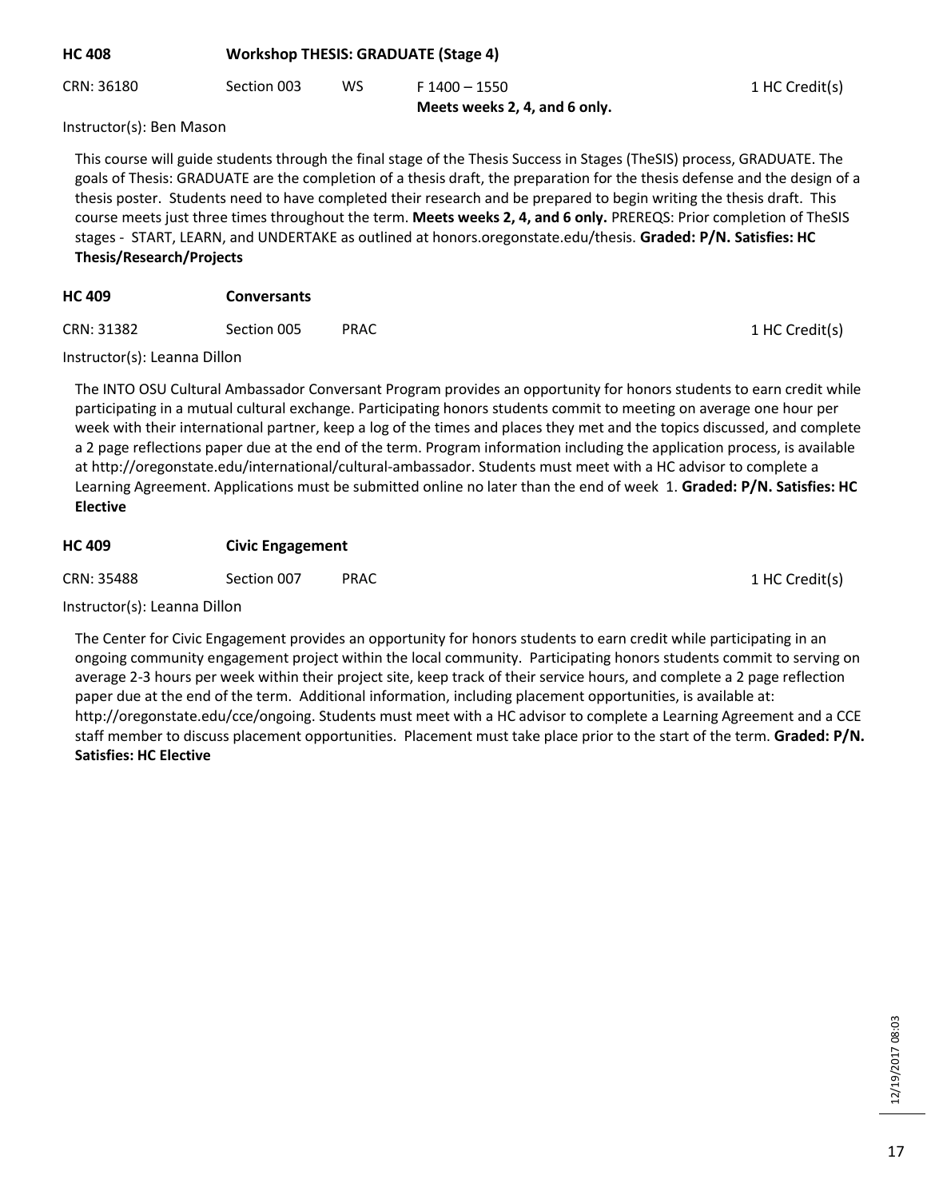**HC 408** **Workshop THESIS: GRADUATE (Stage 4)**

CRN: 36180 | Section 003 | WS | F 1400 – 1550 | 1 HC Credit(s)

**Meets weeks 2, 4, and 6 only.**

Instructor(s): Ben Mason

This course will guide students through the final stage of the Thesis Success in Stages (TheSIS) process, GRADUATE. The goals of Thesis: GRADUATE are the completion of a thesis draft, the preparation for the thesis defense and the design of a thesis poster. Students need to have completed their research and be prepared to begin writing the thesis draft. This course meets just three times throughout the term. **Meets weeks 2, 4, and 6 only.** PREREQS: Prior completion of TheSIS stages - START, LEARN, and UNDERTAKE as outlined at honors.oregonstate.edu/thesis. **Graded: P/N. Satisfies: HC Thesis/Research/Projects**

**HC 409** **Conversants**

CRN: 31382 | Section 005 | PRAC | 1 HC Credit(s)

Instructor(s): Leanna Dillon

The INTO OSU Cultural Ambassador Conversant Program provides an opportunity for honors students to earn credit while participating in a mutual cultural exchange. Participating honors students commit to meeting on average one hour per week with their international partner, keep a log of the times and places they met and the topics discussed, and complete a 2 page reflections paper due at the end of the term. Program information including the application process, is available at http://oregonstate.edu/international/cultural-ambassador. Students must meet with a HC advisor to complete a Learning Agreement. Applications must be submitted online no later than the end of week 1. **Graded: P/N. Satisfies: HC Elective**

**HC 409** **Civic Engagement**

CRN: 35488 | Section 007 | PRAC | 1 HC Credit(s)

Instructor(s): Leanna Dillon

The Center for Civic Engagement provides an opportunity for honors students to earn credit while participating in an ongoing community engagement project within the local community. Participating honors students commit to serving on average 2-3 hours per week within their project site, keep track of their service hours, and complete a 2 page reflection paper due at the end of the term. Additional information, including placement opportunities, is available at: http://oregonstate.edu/cce/ongoing. Students must meet with a HC advisor to complete a Learning Agreement and a CCE staff member to discuss placement opportunities. Placement must take place prior to the start of the term. **Graded: P/N. Satisfies: HC Elective**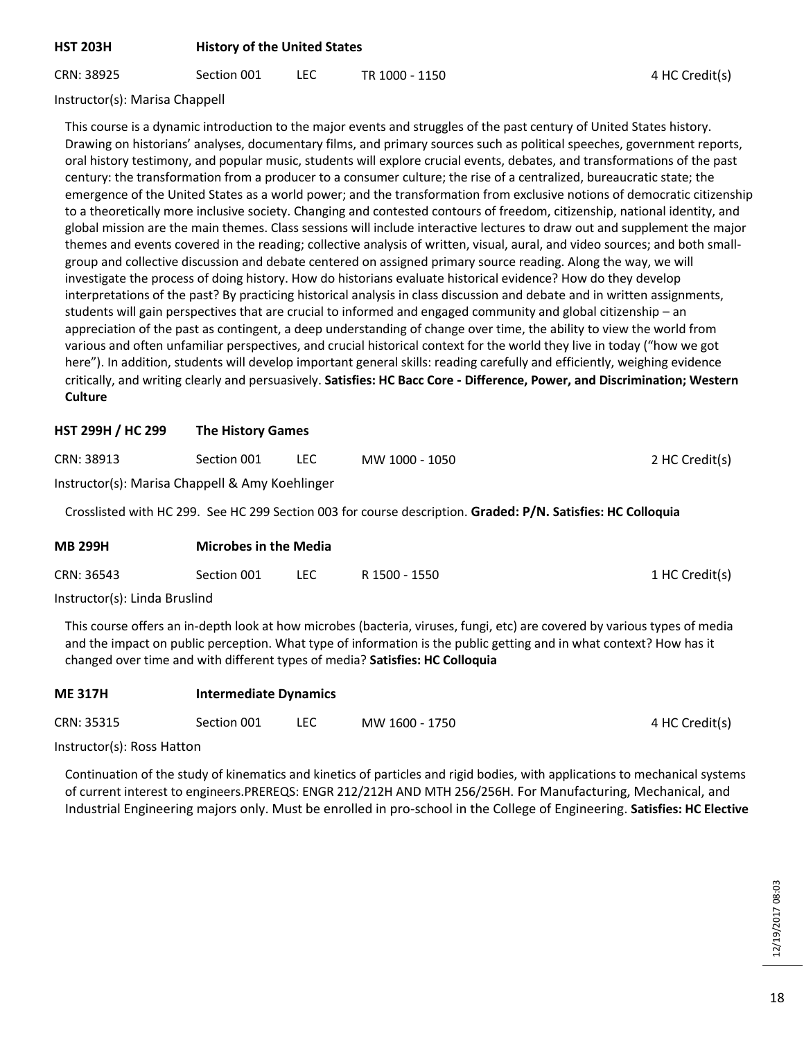**HST 203H History of the United States**

CRN: 38925 Section 001 LEC TR 1000 - 1150 4 HC Credit(s)

Instructor(s): Marisa Chappell

This course is a dynamic introduction to the major events and struggles of the past century of United States history. Drawing on historians' analyses, documentary films, and primary sources such as political speeches, government reports, oral history testimony, and popular music, students will explore crucial events, debates, and transformations of the past century: the transformation from a producer to a consumer culture; the rise of a centralized, bureaucratic state; the emergence of the United States as a world power; and the transformation from exclusive notions of democratic citizenship to a theoretically more inclusive society. Changing and contested contours of freedom, citizenship, national identity, and global mission are the main themes. Class sessions will include interactive lectures to draw out and supplement the major themes and events covered in the reading; collective analysis of written, visual, aural, and video sources; and both small-group and collective discussion and debate centered on assigned primary source reading. Along the way, we will investigate the process of doing history. How do historians evaluate historical evidence? How do they develop interpretations of the past? By practicing historical analysis in class discussion and debate and in written assignments, students will gain perspectives that are crucial to informed and engaged community and global citizenship – an appreciation of the past as contingent, a deep understanding of change over time, the ability to view the world from various and often unfamiliar perspectives, and crucial historical context for the world they live in today ("how we got here"). In addition, students will develop important general skills: reading carefully and efficiently, weighing evidence critically, and writing clearly and persuasively. **Satisfies: HC Bacc Core - Difference, Power, and Discrimination; Western Culture**

**HST 299H / HC 299 The History Games**

CRN: 38913 Section 001 LEC MW 1000 - 1050 2 HC Credit(s)

Instructor(s): Marisa Chappell & Amy Koehlinger

Crosslisted with HC 299. See HC 299 Section 003 for course description. **Graded: P/N. Satisfies: HC Colloquia**

**MB 299H Microbes in the Media**

CRN: 36543 Section 001 LEC R 1500 - 1550 1 HC Credit(s)

Instructor(s): Linda Bruslind

This course offers an in-depth look at how microbes (bacteria, viruses, fungi, etc) are covered by various types of media and the impact on public perception. What type of information is the public getting and in what context? How has it changed over time and with different types of media? **Satisfies: HC Colloquia**

**ME 317H Intermediate Dynamics**

CRN: 35315 Section 001 LEC MW 1600 - 1750 4 HC Credit(s)

Instructor(s): Ross Hatton

Continuation of the study of kinematics and kinetics of particles and rigid bodies, with applications to mechanical systems of current interest to engineers.PREREQS: ENGR 212/212H AND MTH 256/256H. For Manufacturing, Mechanical, and Industrial Engineering majors only. Must be enrolled in pro-school in the College of Engineering. **Satisfies: HC Elective**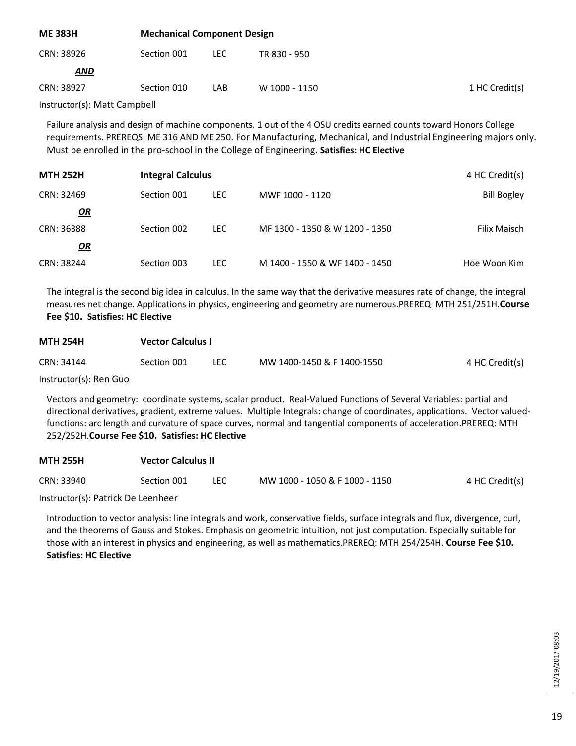**ME 383H** **Mechanical Component Design**

CRN: 38926 Section 001 LEC TR 830 - 950

***AND***

CRN: 38927 Section 010 LAB W 1000 - 1150 1 HC Credit(s)

Instructor(s): Matt Campbell

Failure analysis and design of machine components. 1 out of the 4 OSU credits earned counts toward Honors College requirements. PREREQS: ME 316 AND ME 250. For Manufacturing, Mechanical, and Industrial Engineering majors only. Must be enrolled in the pro-school in the College of Engineering. **Satisfies: HC Elective**

**MTH 252H** **Integral Calculus** 4 HC Credit(s)

CRN: 32469 Section 001 LEC MWF 1000 - 1120 Bill Bogley

***OR***

CRN: 36388 Section 002 LEC MF 1300 - 1350 & W 1200 - 1350 Filix Maisch

***OR***

CRN: 38244 Section 003 LEC M 1400 - 1550 & WF 1400 - 1450 Hoe Woon Kim

The integral is the second big idea in calculus. In the same way that the derivative measures rate of change, the integral measures net change. Applications in physics, engineering and geometry are numerous.PREREQ: MTH 251/251H.**Course Fee $10. Satisfies: HC Elective**

**MTH 254H** **Vector Calculus I**

CRN: 34144 Section 001 LEC MW 1400-1450 & F 1400-1550 4 HC Credit(s)

Instructor(s): Ren Guo

Vectors and geometry: coordinate systems, scalar product. Real-Valued Functions of Several Variables: partial and directional derivatives, gradient, extreme values. Multiple Integrals: change of coordinates, applications. Vector valued-functions: arc length and curvature of space curves, normal and tangential components of acceleration.PREREQ: MTH 252/252H.**Course Fee $10. Satisfies: HC Elective**

**MTH 255H** **Vector Calculus II**

CRN: 33940 Section 001 LEC MW 1000 - 1050 & F 1000 - 1150 4 HC Credit(s)

Instructor(s): Patrick De Leenheer

Introduction to vector analysis: line integrals and work, conservative fields, surface integrals and flux, divergence, curl, and the theorems of Gauss and Stokes. Emphasis on geometric intuition, not just computation. Especially suitable for those with an interest in physics and engineering, as well as mathematics.PREREQ: MTH 254/254H. **Course Fee $10. Satisfies: HC Elective**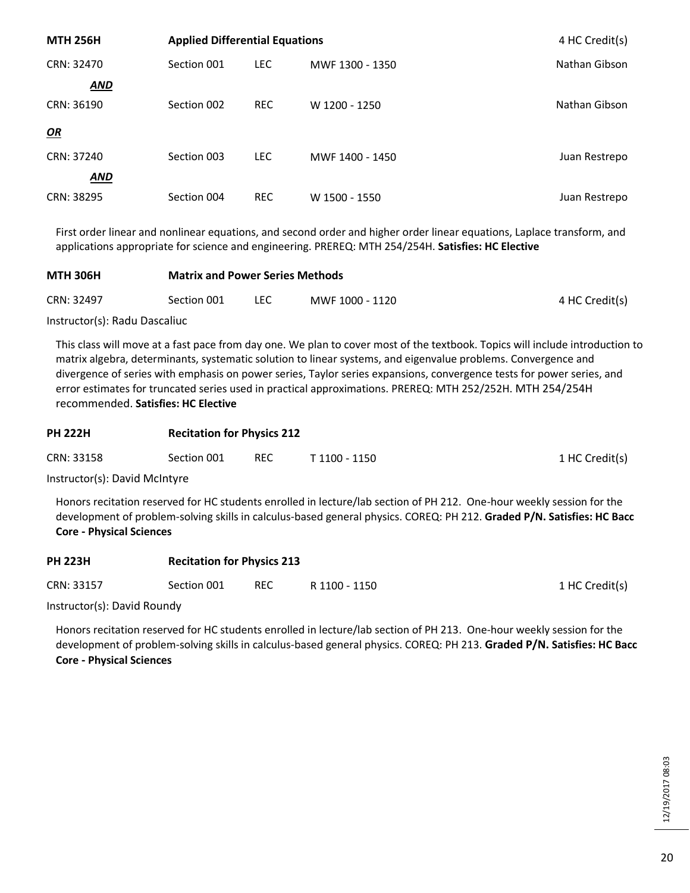**MTH 256H** **Applied Differential Equations** 4 HC Credit(s)

| CRN | Section | Type | Time | Instructor |
|---|---|---|---|---|
| CRN: 32470 | Section 001 | LEC | MWF 1300 - 1350 | Nathan Gibson |
| ***AND*** | | | | |
| CRN: 36190 | Section 002 | REC | W 1200 - 1250 | Nathan Gibson |
| ***OR*** | | | | |
| CRN: 37240 | Section 003 | LEC | MWF 1400 - 1450 | Juan Restrepo |
| ***AND*** | | | | |
| CRN: 38295 | Section 004 | REC | W 1500 - 1550 | Juan Restrepo |

First order linear and nonlinear equations, and second order and higher order linear equations, Laplace transform, and applications appropriate for science and engineering. PREREQ: MTH 254/254H. **Satisfies: HC Elective**

**MTH 306H** **Matrix and Power Series Methods**

CRN: 32497 Section 001 LEC MWF 1000 - 1120 4 HC Credit(s)

Instructor(s): Radu Dascaliuc

This class will move at a fast pace from day one. We plan to cover most of the textbook. Topics will include introduction to matrix algebra, determinants, systematic solution to linear systems, and eigenvalue problems. Convergence and divergence of series with emphasis on power series, Taylor series expansions, convergence tests for power series, and error estimates for truncated series used in practical approximations. PREREQ: MTH 252/252H. MTH 254/254H recommended. **Satisfies: HC Elective**

**PH 222H** **Recitation for Physics 212**

CRN: 33158 Section 001 REC T 1100 - 1150 1 HC Credit(s)

Instructor(s): David McIntyre

Honors recitation reserved for HC students enrolled in lecture/lab section of PH 212. One-hour weekly session for the development of problem-solving skills in calculus-based general physics. COREQ: PH 212. **Graded P/N. Satisfies: HC Bacc Core - Physical Sciences**

**PH 223H** **Recitation for Physics 213**

CRN: 33157 Section 001 REC R 1100 - 1150 1 HC Credit(s)

Instructor(s): David Roundy

Honors recitation reserved for HC students enrolled in lecture/lab section of PH 213. One-hour weekly session for the development of problem-solving skills in calculus-based general physics. COREQ: PH 213. **Graded P/N. Satisfies: HC Bacc Core - Physical Sciences**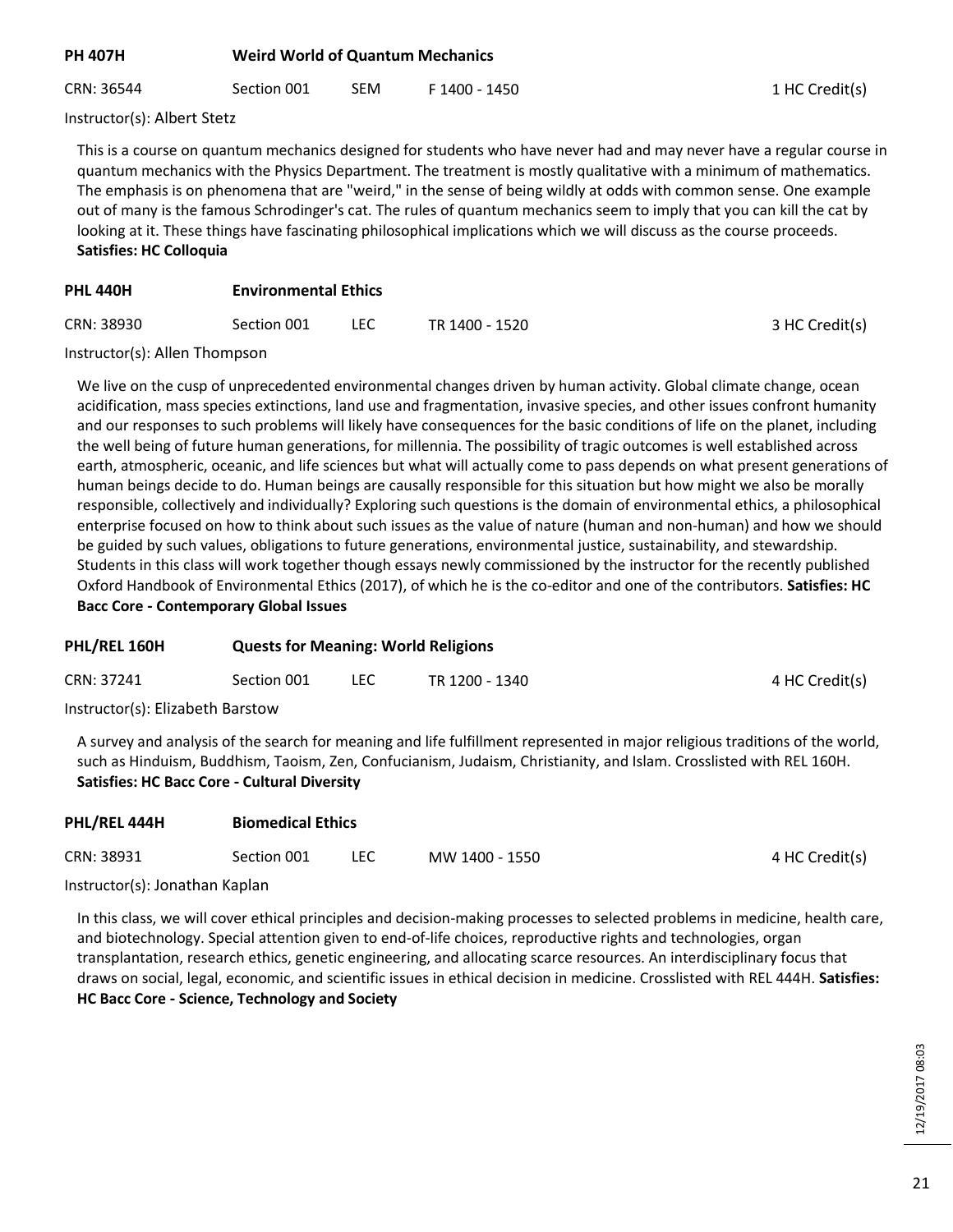**PH 407H** **Weird World of Quantum Mechanics**

CRN: 36544 | Section 001 | SEM | F 1400 - 1450 | 1 HC Credit(s)

Instructor(s): Albert Stetz

This is a course on quantum mechanics designed for students who have never had and may never have a regular course in quantum mechanics with the Physics Department. The treatment is mostly qualitative with a minimum of mathematics. The emphasis is on phenomena that are "weird," in the sense of being wildly at odds with common sense. One example out of many is the famous Schrodinger's cat. The rules of quantum mechanics seem to imply that you can kill the cat by looking at it. These things have fascinating philosophical implications which we will discuss as the course proceeds. **Satisfies: HC Colloquia**

**PHL 440H** **Environmental Ethics**

CRN: 38930 | Section 001 | LEC | TR 1400 - 1520 | 3 HC Credit(s)

Instructor(s): Allen Thompson

We live on the cusp of unprecedented environmental changes driven by human activity. Global climate change, ocean acidification, mass species extinctions, land use and fragmentation, invasive species, and other issues confront humanity and our responses to such problems will likely have consequences for the basic conditions of life on the planet, including the well being of future human generations, for millennia. The possibility of tragic outcomes is well established across earth, atmospheric, oceanic, and life sciences but what will actually come to pass depends on what present generations of human beings decide to do. Human beings are causally responsible for this situation but how might we also be morally responsible, collectively and individually? Exploring such questions is the domain of environmental ethics, a philosophical enterprise focused on how to think about such issues as the value of nature (human and non-human) and how we should be guided by such values, obligations to future generations, environmental justice, sustainability, and stewardship. Students in this class will work together though essays newly commissioned by the instructor for the recently published Oxford Handbook of Environmental Ethics (2017), of which he is the co-editor and one of the contributors. **Satisfies: HC Bacc Core - Contemporary Global Issues**

**PHL/REL 160H** **Quests for Meaning: World Religions**

CRN: 37241 | Section 001 | LEC | TR 1200 - 1340 | 4 HC Credit(s)

Instructor(s): Elizabeth Barstow

A survey and analysis of the search for meaning and life fulfillment represented in major religious traditions of the world, such as Hinduism, Buddhism, Taoism, Zen, Confucianism, Judaism, Christianity, and Islam. Crosslisted with REL 160H. **Satisfies: HC Bacc Core - Cultural Diversity**

**PHL/REL 444H** **Biomedical Ethics**

CRN: 38931 | Section 001 | LEC | MW 1400 - 1550 | 4 HC Credit(s)

Instructor(s): Jonathan Kaplan

In this class, we will cover ethical principles and decision-making processes to selected problems in medicine, health care, and biotechnology. Special attention given to end-of-life choices, reproductive rights and technologies, organ transplantation, research ethics, genetic engineering, and allocating scarce resources. An interdisciplinary focus that draws on social, legal, economic, and scientific issues in ethical decision in medicine. Crosslisted with REL 444H. **Satisfies: HC Bacc Core - Science, Technology and Society**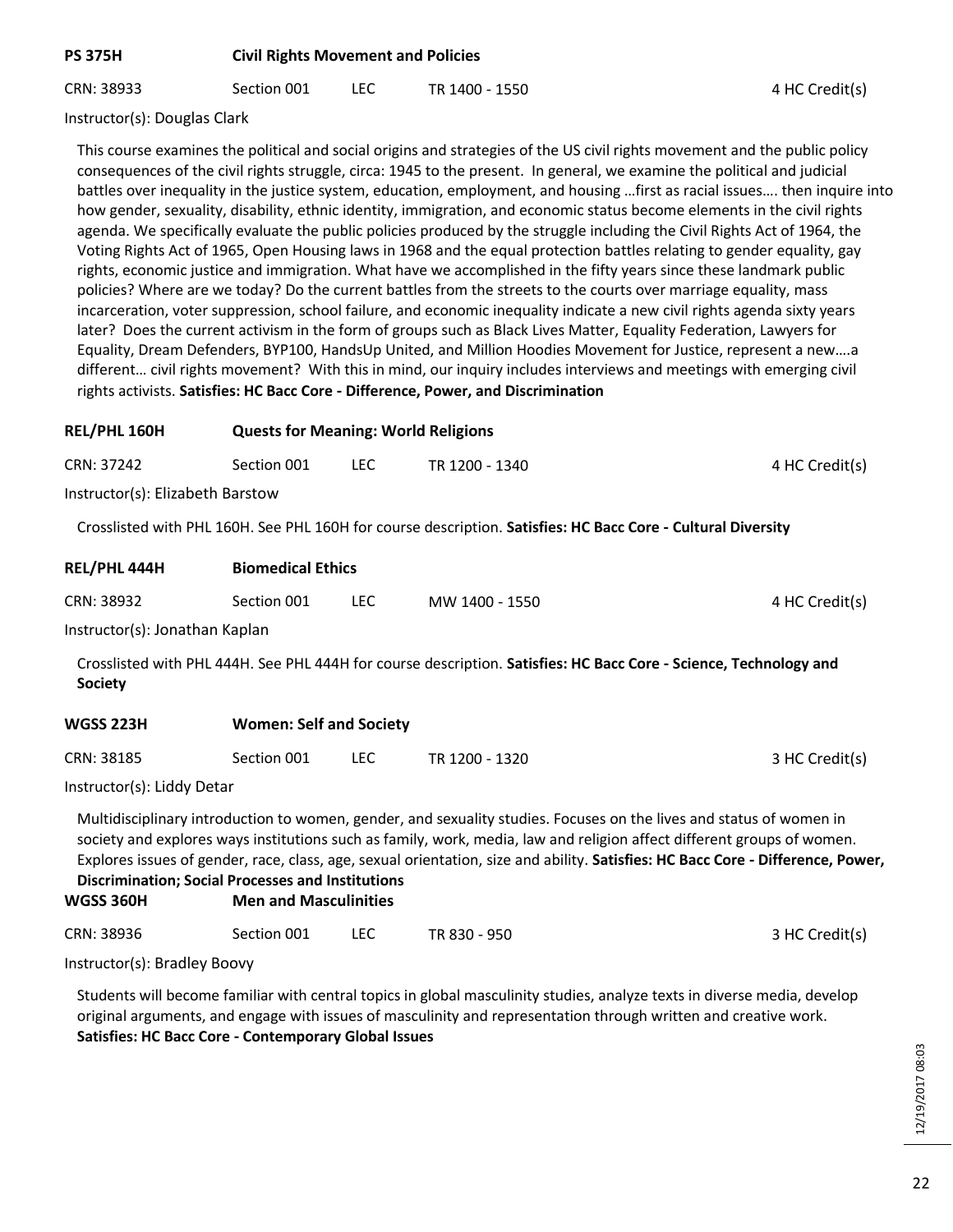### PS 375H — Civil Rights Movement and Policies

CRN: 38933 | Section 001 | LEC | TR 1400 - 1550 | 4 HC Credit(s)

Instructor(s): Douglas Clark

This course examines the political and social origins and strategies of the US civil rights movement and the public policy consequences of the civil rights struggle, circa: 1945 to the present. In general, we examine the political and judicial battles over inequality in the justice system, education, employment, and housing …first as racial issues…. then inquire into how gender, sexuality, disability, ethnic identity, immigration, and economic status become elements in the civil rights agenda. We specifically evaluate the public policies produced by the struggle including the Civil Rights Act of 1964, the Voting Rights Act of 1965, Open Housing laws in 1968 and the equal protection battles relating to gender equality, gay rights, economic justice and immigration. What have we accomplished in the fifty years since these landmark public policies? Where are we today? Do the current battles from the streets to the courts over marriage equality, mass incarceration, voter suppression, school failure, and economic inequality indicate a new civil rights agenda sixty years later? Does the current activism in the form of groups such as Black Lives Matter, Equality Federation, Lawyers for Equality, Dream Defenders, BYP100, HandsUp United, and Million Hoodies Movement for Justice, represent a new….a different… civil rights movement? With this in mind, our inquiry includes interviews and meetings with emerging civil rights activists. **Satisfies: HC Bacc Core - Difference, Power, and Discrimination**

### REL/PHL 160H — Quests for Meaning: World Religions

CRN: 37242 | Section 001 | LEC | TR 1200 - 1340 | 4 HC Credit(s)

Instructor(s): Elizabeth Barstow

Crosslisted with PHL 160H. See PHL 160H for course description. **Satisfies: HC Bacc Core - Cultural Diversity**

### REL/PHL 444H — Biomedical Ethics

CRN: 38932 | Section 001 | LEC | MW 1400 - 1550 | 4 HC Credit(s)

Instructor(s): Jonathan Kaplan

Crosslisted with PHL 444H. See PHL 444H for course description. **Satisfies: HC Bacc Core - Science, Technology and Society**

### WGSS 223H — Women: Self and Society

CRN: 38185 | Section 001 | LEC | TR 1200 - 1320 | 3 HC Credit(s)

Instructor(s): Liddy Detar

Multidisciplinary introduction to women, gender, and sexuality studies. Focuses on the lives and status of women in society and explores ways institutions such as family, work, media, law and religion affect different groups of women. Explores issues of gender, race, class, age, sexual orientation, size and ability. **Satisfies: HC Bacc Core - Difference, Power, Discrimination; Social Processes and Institutions**

### WGSS 360H — Men and Masculinities

CRN: 38936 | Section 001 | LEC | TR 830 - 950 | 3 HC Credit(s)

Instructor(s): Bradley Boovy

Students will become familiar with central topics in global masculinity studies, analyze texts in diverse media, develop original arguments, and engage with issues of masculinity and representation through written and creative work. **Satisfies: HC Bacc Core - Contemporary Global Issues**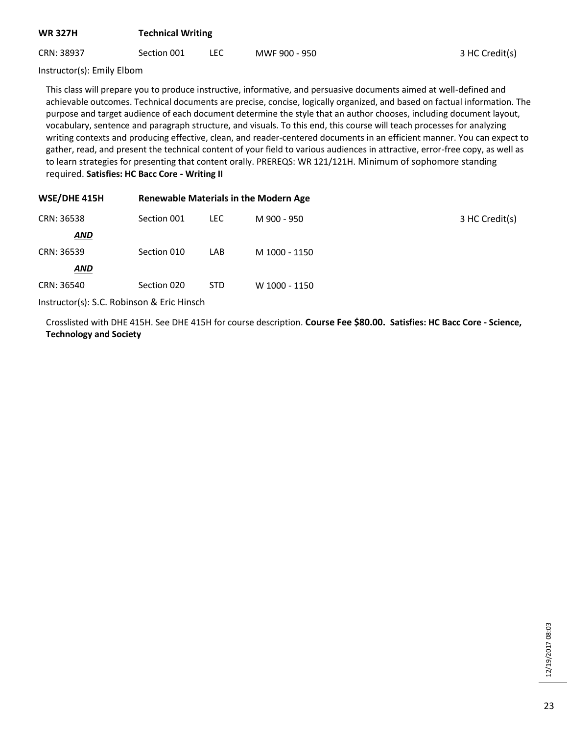**WR 327H** **Technical Writing**

| | | | | |
|---|---|---|---|---|
| CRN: 38937 | Section 001 | LEC | MWF 900 - 950 | 3 HC Credit(s) |

Instructor(s): Emily Elbom

This class will prepare you to produce instructive, informative, and persuasive documents aimed at well-defined and achievable outcomes. Technical documents are precise, concise, logically organized, and based on factual information. The purpose and target audience of each document determine the style that an author chooses, including document layout, vocabulary, sentence and paragraph structure, and visuals. To this end, this course will teach processes for analyzing writing contexts and producing effective, clean, and reader-centered documents in an efficient manner. You can expect to gather, read, and present the technical content of your field to various audiences in attractive, error-free copy, as well as to learn strategies for presenting that content orally. PREREQS: WR 121/121H. Minimum of sophomore standing required. **Satisfies: HC Bacc Core - Writing II**

**WSE/DHE 415H** **Renewable Materials in the Modern Age**

| | | | | |
|---|---|---|---|---|
| CRN: 36538 | Section 001 | LEC | M 900 - 950 | 3 HC Credit(s) |
| ***AND*** | | | | |
| CRN: 36539 | Section 010 | LAB | M 1000 - 1150 | |
| ***AND*** | | | | |
| CRN: 36540 | Section 020 | STD | W 1000 - 1150 | |

Instructor(s): S.C. Robinson & Eric Hinsch

Crosslisted with DHE 415H. See DHE 415H for course description. **Course Fee $80.00. Satisfies: HC Bacc Core - Science, Technology and Society**